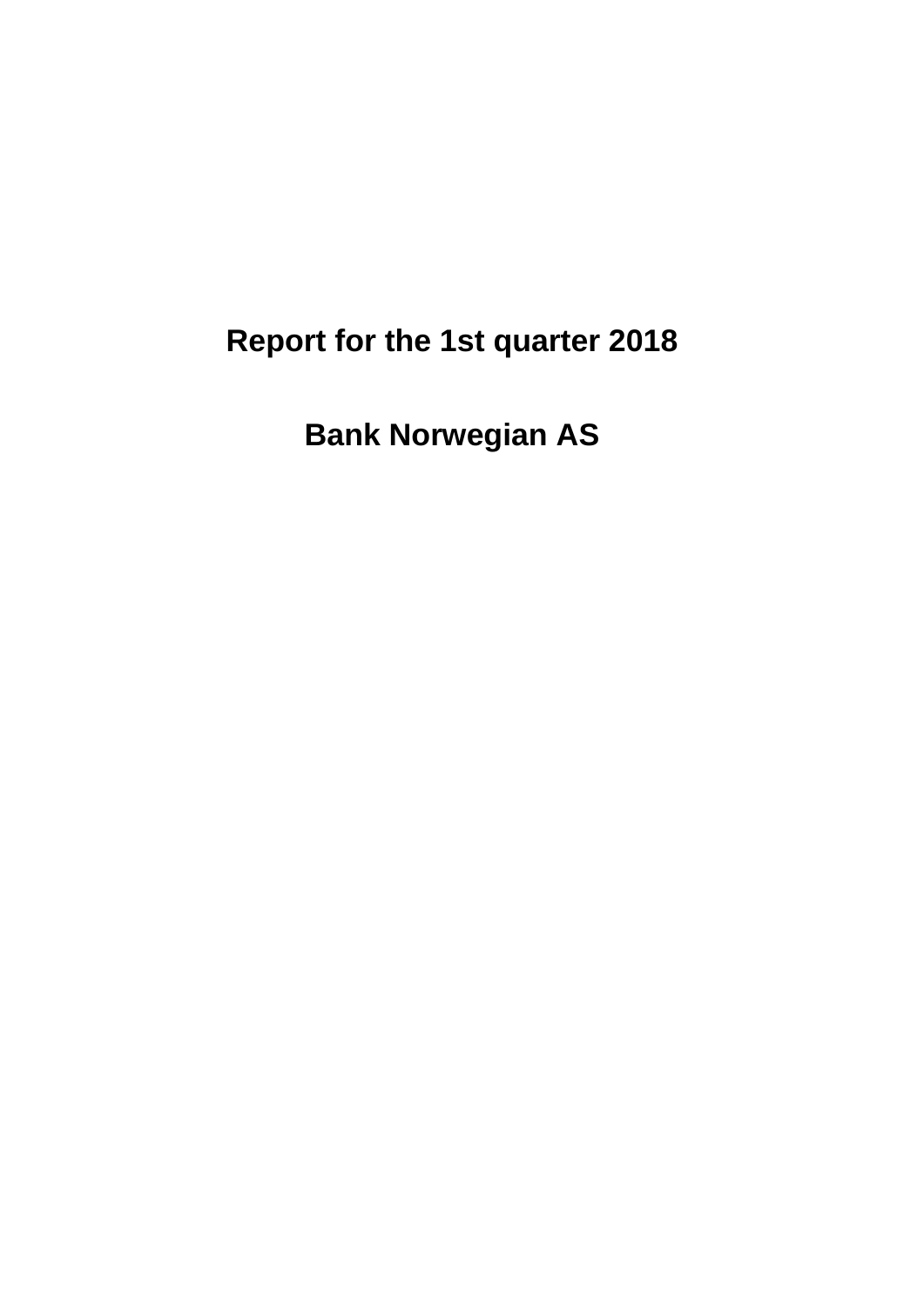# Report for the 1st quarter 2018

# Bank Norwegian AS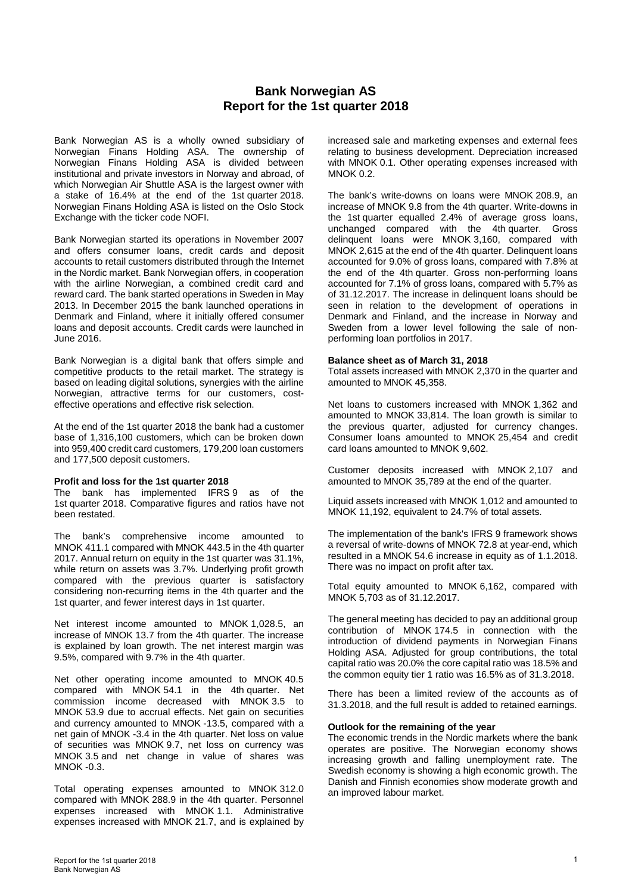# Bank Norwegian AS
## Report for the 1st quarter 2018

Bank Norwegian AS is a wholly owned subsidiary of Norwegian Finans Holding ASA. The ownership of Norwegian Finans Holding ASA is divided between institutional and private investors in Norway and abroad, of which Norwegian Air Shuttle ASA is the largest owner with a stake of 16.4% at the end of the 1st quarter 2018. Norwegian Finans Holding ASA is listed on the Oslo Stock Exchange with the ticker code NOFI.

Bank Norwegian started its operations in November 2007 and offers consumer loans, credit cards and deposit accounts to retail customers distributed through the Internet in the Nordic market. Bank Norwegian offers, in cooperation with the airline Norwegian, a combined credit card and reward card. The bank started operations in Sweden in May 2013. In December 2015 the bank launched operations in Denmark and Finland, where it initially offered consumer loans and deposit accounts. Credit cards were launched in June 2016.

Bank Norwegian is a digital bank that offers simple and competitive products to the retail market. The strategy is based on leading digital solutions, synergies with the airline Norwegian, attractive terms for our customers, cost-effective operations and effective risk selection.

At the end of the 1st quarter 2018 the bank had a customer base of 1,316,100 customers, which can be broken down into 959,400 credit card customers, 179,200 loan customers and 177,500 deposit customers.

**Profit and loss for the 1st quarter 2018**

The bank has implemented IFRS 9 as of the 1st quarter 2018. Comparative figures and ratios have not been restated.

The bank's comprehensive income amounted to MNOK 411.1 compared with MNOK 443.5 in the 4th quarter 2017. Annual return on equity in the 1st quarter was 31.1%, while return on assets was 3.7%. Underlying profit growth compared with the previous quarter is satisfactory considering non-recurring items in the 4th quarter and the 1st quarter, and fewer interest days in 1st quarter.

Net interest income amounted to MNOK 1,028.5, an increase of MNOK 13.7 from the 4th quarter. The increase is explained by loan growth. The net interest margin was 9.5%, compared with 9.7% in the 4th quarter.

Net other operating income amounted to MNOK 40.5 compared with MNOK 54.1 in the 4th quarter. Net commission income decreased with MNOK 3.5 to MNOK 53.9 due to accrual effects. Net gain on securities and currency amounted to MNOK -13.5, compared with a net gain of MNOK -3.4 in the 4th quarter. Net loss on value of securities was MNOK 9.7, net loss on currency was MNOK 3.5 and net change in value of shares was MNOK -0.3.

Total operating expenses amounted to MNOK 312.0 compared with MNOK 288.9 in the 4th quarter. Personnel expenses increased with MNOK 1.1. Administrative expenses increased with MNOK 21.7, and is explained by increased sale and marketing expenses and external fees relating to business development. Depreciation increased with MNOK 0.1. Other operating expenses increased with MNOK 0.2.

The bank's write-downs on loans were MNOK 208.9, an increase of MNOK 9.8 from the 4th quarter. Write-downs in the 1st quarter equalled 2.4% of average gross loans, unchanged compared with the 4th quarter. Gross delinquent loans were MNOK 3,160, compared with MNOK 2,615 at the end of the 4th quarter. Delinquent loans accounted for 9.0% of gross loans, compared with 7.8% at the end of the 4th quarter. Gross non-performing loans accounted for 7.1% of gross loans, compared with 5.7% as of 31.12.2017. The increase in delinquent loans should be seen in relation to the development of operations in Denmark and Finland, and the increase in Norway and Sweden from a lower level following the sale of non-performing loan portfolios in 2017.

**Balance sheet as of March 31, 2018**

Total assets increased with MNOK 2,370 in the quarter and amounted to MNOK 45,358.

Net loans to customers increased with MNOK 1,362 and amounted to MNOK 33,814. The loan growth is similar to the previous quarter, adjusted for currency changes. Consumer loans amounted to MNOK 25,454 and credit card loans amounted to MNOK 9,602.

Customer deposits increased with MNOK 2,107 and amounted to MNOK 35,789 at the end of the quarter.

Liquid assets increased with MNOK 1,012 and amounted to MNOK 11,192, equivalent to 24.7% of total assets.

The implementation of the bank's IFRS 9 framework shows a reversal of write-downs of MNOK 72.8 at year-end, which resulted in a MNOK 54.6 increase in equity as of 1.1.2018. There was no impact on profit after tax.

Total equity amounted to MNOK 6,162, compared with MNOK 5,703 as of 31.12.2017.

The general meeting has decided to pay an additional group contribution of MNOK 174.5 in connection with the introduction of dividend payments in Norwegian Finans Holding ASA. Adjusted for group contributions, the total capital ratio was 20.0% the core capital ratio was 18.5% and the common equity tier 1 ratio was 16.5% as of 31.3.2018.

There has been a limited review of the accounts as of 31.3.2018, and the full result is added to retained earnings.

**Outlook for the remaining of the year**

The economic trends in the Nordic markets where the bank operates are positive. The Norwegian economy shows increasing growth and falling unemployment rate. The Swedish economy is showing a high economic growth. The Danish and Finnish economies show moderate growth and an improved labour market.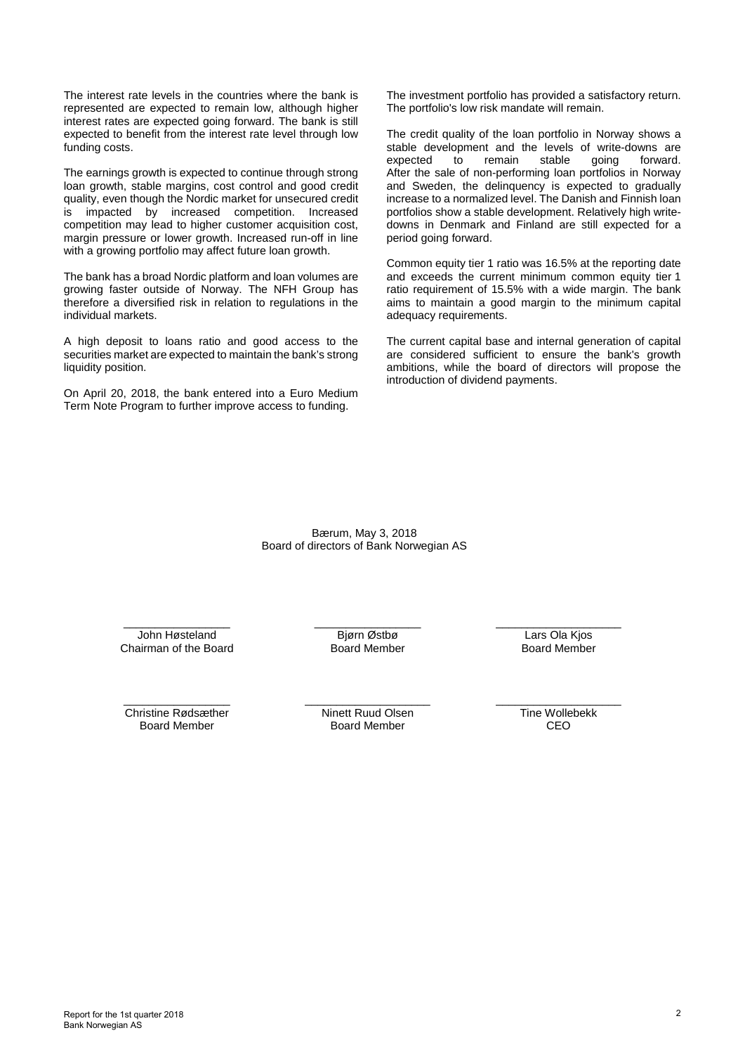The interest rate levels in the countries where the bank is represented are expected to remain low, although higher interest rates are expected going forward. The bank is still expected to benefit from the interest rate level through low funding costs.

The earnings growth is expected to continue through strong loan growth, stable margins, cost control and good credit quality, even though the Nordic market for unsecured credit is impacted by increased competition. Increased competition may lead to higher customer acquisition cost, margin pressure or lower growth. Increased run-off in line with a growing portfolio may affect future loan growth.

The bank has a broad Nordic platform and loan volumes are growing faster outside of Norway. The NFH Group has therefore a diversified risk in relation to regulations in the individual markets.

A high deposit to loans ratio and good access to the securities market are expected to maintain the bank's strong liquidity position.

On April 20, 2018, the bank entered into a Euro Medium Term Note Program to further improve access to funding.

The investment portfolio has provided a satisfactory return. The portfolio's low risk mandate will remain.

The credit quality of the loan portfolio in Norway shows a stable development and the levels of write-downs are expected to remain stable going forward. After the sale of non-performing loan portfolios in Norway and Sweden, the delinquency is expected to gradually increase to a normalized level. The Danish and Finnish loan portfolios show a stable development. Relatively high write-downs in Denmark and Finland are still expected for a period going forward.

Common equity tier 1 ratio was 16.5% at the reporting date and exceeds the current minimum common equity tier 1 ratio requirement of 15.5% with a wide margin. The bank aims to maintain a good margin to the minimum capital adequacy requirements.

The current capital base and internal generation of capital are considered sufficient to ensure the bank's growth ambitions, while the board of directors will propose the introduction of dividend payments.

Bærum, May 3, 2018
Board of directors of Bank Norwegian AS

| | | |
|---|---|---|
| John Høsteland<br>Chairman of the Board | Bjørn Østbø<br>Board Member | Lars Ola Kjos<br>Board Member |
| Christine Rødsæther<br>Board Member | Ninett Ruud Olsen<br>Board Member | Tine Wollebekk<br>CEO |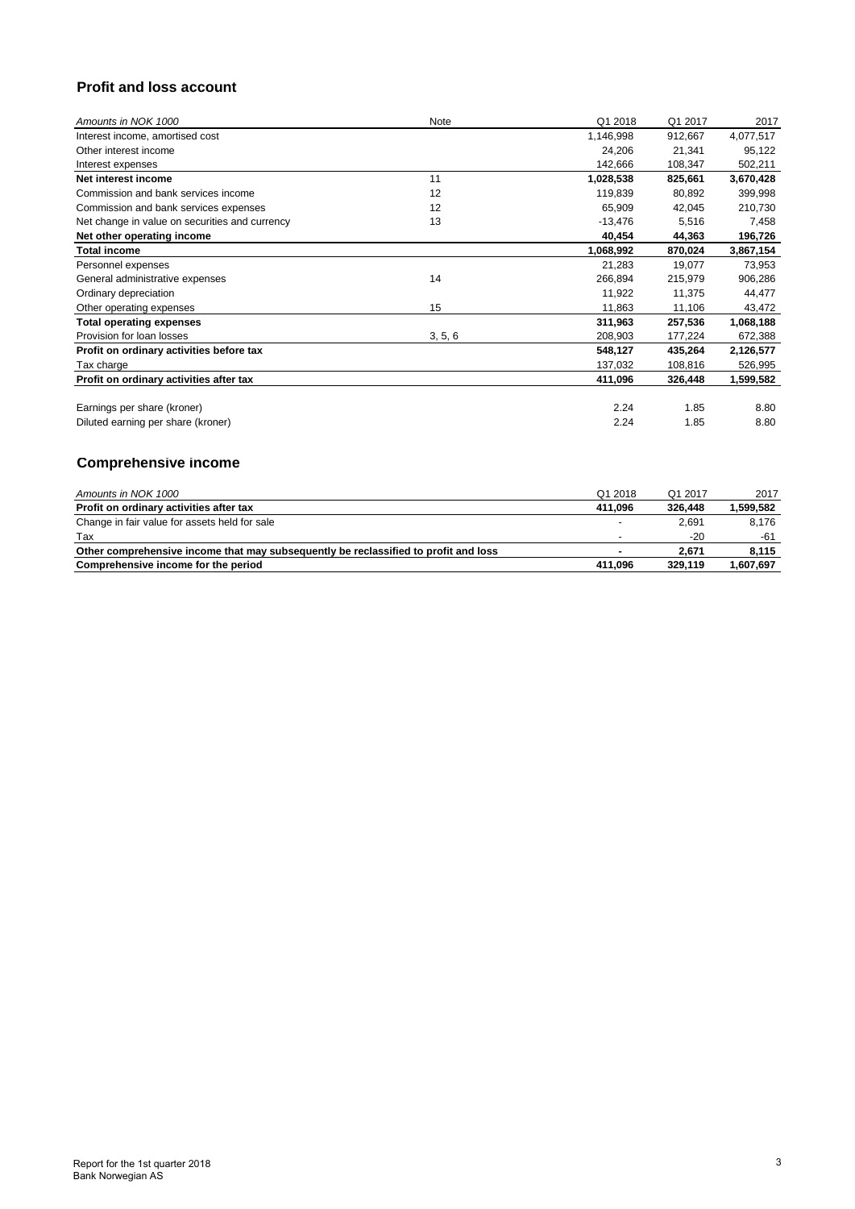## Profit and loss account

| *Amounts in NOK 1000* | Note | Q1 2018 | Q1 2017 | 2017 |
|---|---|---|---|---|
| Interest income, amortised cost | | 1,146,998 | 912,667 | 4,077,517 |
| Other interest income | | 24,206 | 21,341 | 95,122 |
| Interest expenses | | 142,666 | 108,347 | 502,211 |
| **Net interest income** | 11 | **1,028,538** | **825,661** | **3,670,428** |
| Commission and bank services income | 12 | 119,839 | 80,892 | 399,998 |
| Commission and bank services expenses | 12 | 65,909 | 42,045 | 210,730 |
| Net change in value on securities and currency | 13 | -13,476 | 5,516 | 7,458 |
| **Net other operating income** | | **40,454** | **44,363** | **196,726** |
| **Total income** | | **1,068,992** | **870,024** | **3,867,154** |
| Personnel expenses | | 21,283 | 19,077 | 73,953 |
| General administrative expenses | 14 | 266,894 | 215,979 | 906,286 |
| Ordinary depreciation | | 11,922 | 11,375 | 44,477 |
| Other operating expenses | 15 | 11,863 | 11,106 | 43,472 |
| **Total operating expenses** | | **311,963** | **257,536** | **1,068,188** |
| Provision for loan losses | 3, 5, 6 | 208,903 | 177,224 | 672,388 |
| **Profit on ordinary activities before tax** | | **548,127** | **435,264** | **2,126,577** |
| Tax charge | | 137,032 | 108,816 | 526,995 |
| **Profit on ordinary activities after tax** | | **411,096** | **326,448** | **1,599,582** |
| | | | | |
| Earnings per share (kroner) | | 2.24 | 1.85 | 8.80 |
| Diluted earning per share (kroner) | | 2.24 | 1.85 | 8.80 |

## Comprehensive income

| *Amounts in NOK 1000* | Q1 2018 | Q1 2017 | 2017 |
|---|---|---|---|
| **Profit on ordinary activities after tax** | **411,096** | **326,448** | **1,599,582** |
| Change in fair value for assets held for sale | - | 2,691 | 8,176 |
| Tax | - | -20 | -61 |
| **Other comprehensive income that may subsequently be reclassified to profit and loss** | **-** | **2,671** | **8,115** |
| **Comprehensive income for the period** | **411,096** | **329,119** | **1,607,697** |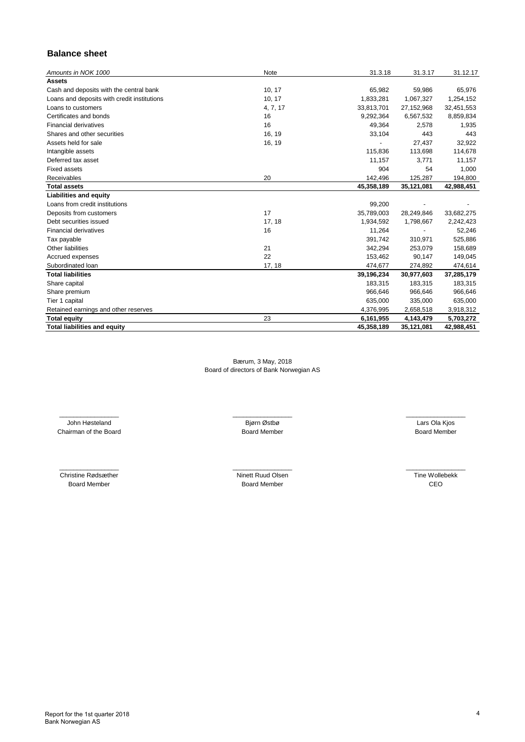## Balance sheet

| *Amounts in NOK 1000* | Note | 31.3.18 | 31.3.17 | 31.12.17 |
|---|---|---|---|---|
| **Assets** | | | | |
| Cash and deposits with the central bank | 10, 17 | 65,982 | 59,986 | 65,976 |
| Loans and deposits with credit institutions | 10, 17 | 1,833,281 | 1,067,327 | 1,254,152 |
| Loans to customers | 4, 7, 17 | 33,813,701 | 27,152,968 | 32,451,553 |
| Certificates and bonds | 16 | 9,292,364 | 6,567,532 | 8,859,834 |
| Financial derivatives | 16 | 49,364 | 2,578 | 1,935 |
| Shares and other securities | 16, 19 | 33,104 | 443 | 443 |
| Assets held for sale | 16, 19 | - | 27,437 | 32,922 |
| Intangible assets | | 115,836 | 113,698 | 114,678 |
| Deferred tax asset | | 11,157 | 3,771 | 11,157 |
| Fixed assets | | 904 | 54 | 1,000 |
| Receivables | 20 | 142,496 | 125,287 | 194,800 |
| **Total assets** | | **45,358,189** | **35,121,081** | **42,988,451** |
| **Liabilities and equity** | | | | |
| Loans from credit institutions | | 99,200 | - | - |
| Deposits from customers | 17 | 35,789,003 | 28,249,846 | 33,682,275 |
| Debt securities issued | 17, 18 | 1,934,592 | 1,798,667 | 2,242,423 |
| Financial derivatives | 16 | 11,264 | - | 52,246 |
| Tax payable | | 391,742 | 310,971 | 525,886 |
| Other liabilities | 21 | 342,294 | 253,079 | 158,689 |
| Accrued expenses | 22 | 153,462 | 90,147 | 149,045 |
| Subordinated loan | 17, 18 | 474,677 | 274,892 | 474,614 |
| **Total liabilities** | | **39,196,234** | **30,977,603** | **37,285,179** |
| Share capital | | 183,315 | 183,315 | 183,315 |
| Share premium | | 966,646 | 966,646 | 966,646 |
| Tier 1 capital | | 635,000 | 335,000 | 635,000 |
| Retained earnings and other reserves | | 4,376,995 | 2,658,518 | 3,918,312 |
| **Total equity** | 23 | **6,161,955** | **4,143,479** | **5,703,272** |
| **Total liabilities and equity** | | **45,358,189** | **35,121,081** | **42,988,451** |

Bærum, 3 May, 2018
Board of directors of Bank Norwegian AS

| | | |
|---|---|---|
| John Høsteland | Bjørn Østbø | Lars Ola Kjos |
| Chairman of the Board | Board Member | Board Member |
| Christine Rødsæther | Ninett Ruud Olsen | Tine Wollebekk |
| Board Member | Board Member | CEO |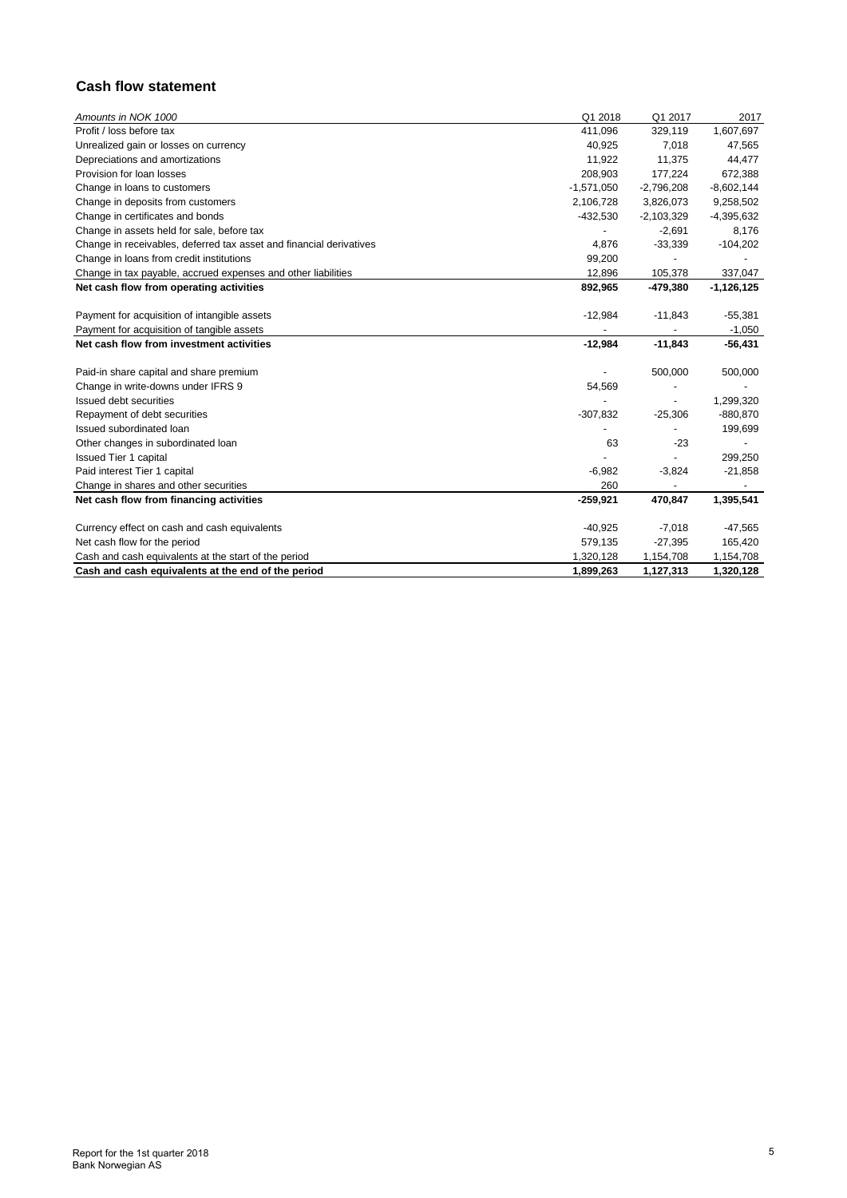## Cash flow statement

| *Amounts in NOK 1000* | Q1 2018 | Q1 2017 | 2017 |
|---|---|---|---|
| Profit / loss before tax | 411,096 | 329,119 | 1,607,697 |
| Unrealized gain or losses on currency | 40,925 | 7,018 | 47,565 |
| Depreciations and amortizations | 11,922 | 11,375 | 44,477 |
| Provision for loan losses | 208,903 | 177,224 | 672,388 |
| Change in loans to customers | -1,571,050 | -2,796,208 | -8,602,144 |
| Change in deposits from customers | 2,106,728 | 3,826,073 | 9,258,502 |
| Change in certificates and bonds | -432,530 | -2,103,329 | -4,395,632 |
| Change in assets held for sale, before tax | - | -2,691 | 8,176 |
| Change in receivables, deferred tax asset and financial derivatives | 4,876 | -33,339 | -104,202 |
| Change in loans from credit institutions | 99,200 | - | - |
| Change in tax payable, accrued expenses and other liabilities | 12,896 | 105,378 | 337,047 |
| **Net cash flow from operating activities** | **892,965** | **-479,380** | **-1,126,125** |
| | | | |
| Payment for acquisition of intangible assets | -12,984 | -11,843 | -55,381 |
| Payment for acquisition of tangible assets | - | - | -1,050 |
| **Net cash flow from investment activities** | **-12,984** | **-11,843** | **-56,431** |
| | | | |
| Paid-in share capital and share premium | - | 500,000 | 500,000 |
| Change in write-downs under IFRS 9 | 54,569 | - | - |
| Issued debt securities | - | - | 1,299,320 |
| Repayment of debt securities | -307,832 | -25,306 | -880,870 |
| Issued subordinated loan | - | - | 199,699 |
| Other changes in subordinated loan | 63 | -23 | - |
| Issued Tier 1 capital | - | - | 299,250 |
| Paid interest Tier 1 capital | -6,982 | -3,824 | -21,858 |
| Change in shares and other securities | 260 | - | - |
| **Net cash flow from financing activities** | **-259,921** | **470,847** | **1,395,541** |
| | | | |
| Currency effect on cash and cash equivalents | -40,925 | -7,018 | -47,565 |
| Net cash flow for the period | 579,135 | -27,395 | 165,420 |
| Cash and cash equivalents at the start of the period | 1,320,128 | 1,154,708 | 1,154,708 |
| **Cash and cash equivalents at the end of the period** | **1,899,263** | **1,127,313** | **1,320,128** |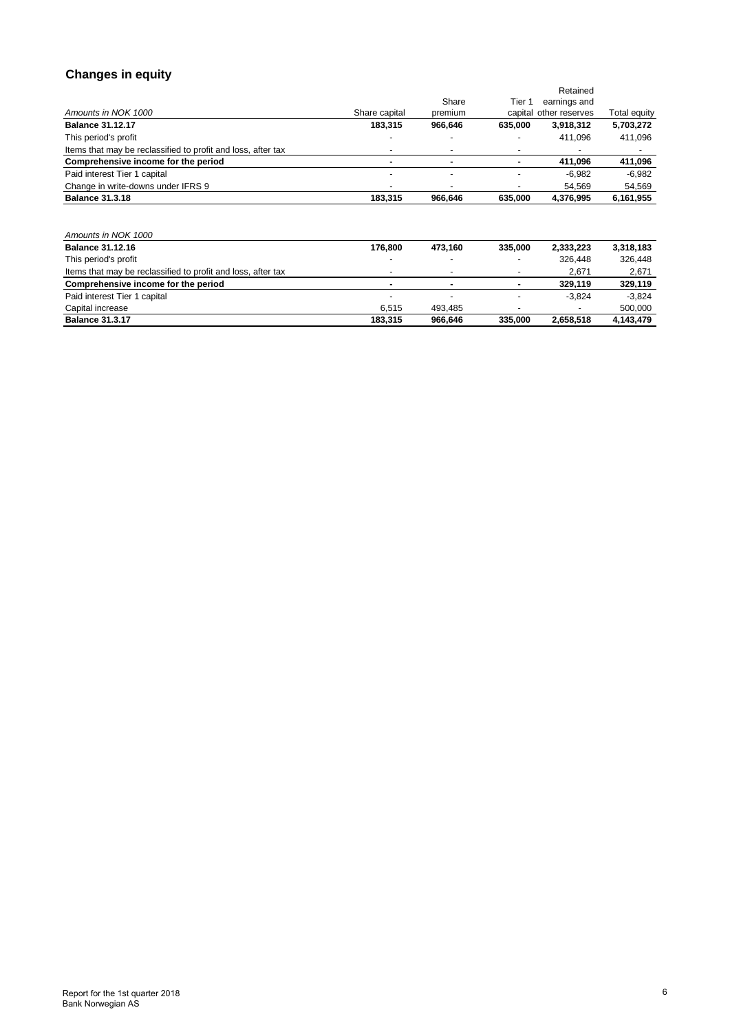## Changes in equity

| *Amounts in NOK 1000* | Share capital | Share premium | Tier 1 capital | Retained earnings and other reserves | Total equity |
|---|---|---|---|---|---|
| **Balance 31.12.17** | **183,315** | **966,646** | **635,000** | **3,918,312** | **5,703,272** |
| This period's profit | - | - | - | 411,096 | 411,096 |
| Items that may be reclassified to profit and loss, after tax | - | - | - | - | - |
| **Comprehensive income for the period** | **-** | **-** | **-** | **411,096** | **411,096** |
| Paid interest Tier 1 capital | - | - | - | -6,982 | -6,982 |
| Change in write-downs under IFRS 9 | - | - | - | 54,569 | 54,569 |
| **Balance 31.3.18** | **183,315** | **966,646** | **635,000** | **4,376,995** | **6,161,955** |

| *Amounts in NOK 1000* | Share capital | Share premium | Tier 1 capital | Retained earnings and other reserves | Total equity |
|---|---|---|---|---|---|
| **Balance 31.12.16** | **176,800** | **473,160** | **335,000** | **2,333,223** | **3,318,183** |
| This period's profit | - | - | - | 326,448 | 326,448 |
| Items that may be reclassified to profit and loss, after tax | - | - | - | 2,671 | 2,671 |
| **Comprehensive income for the period** | **-** | **-** | **-** | **329,119** | **329,119** |
| Paid interest Tier 1 capital | - | - | - | -3,824 | -3,824 |
| Capital increase | 6,515 | 493,485 | - | - | 500,000 |
| **Balance 31.3.17** | **183,315** | **966,646** | **335,000** | **2,658,518** | **4,143,479** |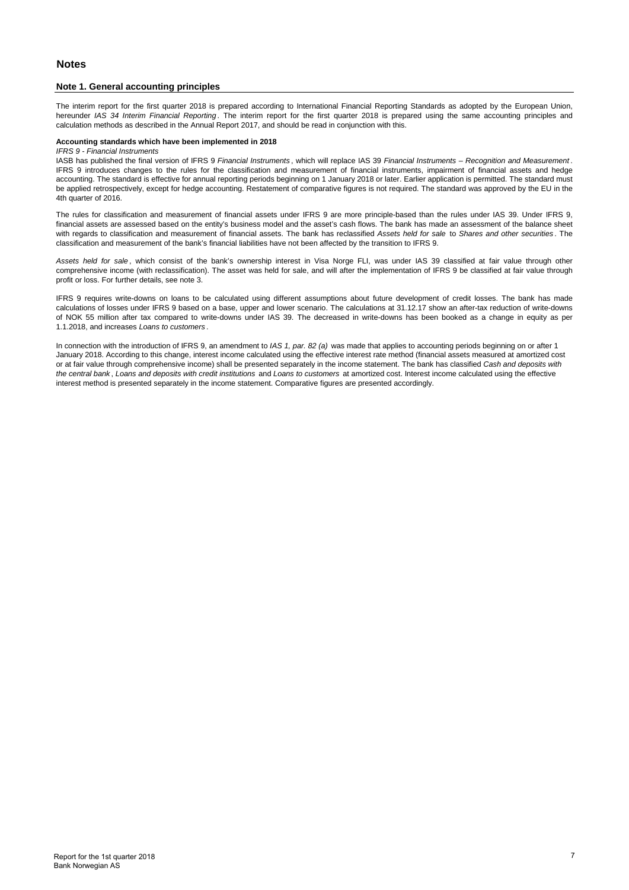# Notes

## Note 1. General accounting principles

The interim report for the first quarter 2018 is prepared according to International Financial Reporting Standards as adopted by the European Union, hereunder *IAS 34 Interim Financial Reporting*. The interim report for the first quarter 2018 is prepared using the same accounting principles and calculation methods as described in the Annual Report 2017, and should be read in conjunction with this.

**Accounting standards which have been implemented in 2018**

*IFRS 9 - Financial Instruments*

IASB has published the final version of IFRS 9 *Financial Instruments*, which will replace IAS 39 *Financial Instruments – Recognition and Measurement*. IFRS 9 introduces changes to the rules for the classification and measurement of financial instruments, impairment of financial assets and hedge accounting. The standard is effective for annual reporting periods beginning on 1 January 2018 or later. Earlier application is permitted. The standard must be applied retrospectively, except for hedge accounting. Restatement of comparative figures is not required. The standard was approved by the EU in the 4th quarter of 2016.

The rules for classification and measurement of financial assets under IFRS 9 are more principle-based than the rules under IAS 39. Under IFRS 9, financial assets are assessed based on the entity's business model and the asset's cash flows. The bank has made an assessment of the balance sheet with regards to classification and measurement of financial assets. The bank has reclassified *Assets held for sale* to *Shares and other securities*. The classification and measurement of the bank's financial liabilities have not been affected by the transition to IFRS 9.

*Assets held for sale*, which consist of the bank's ownership interest in Visa Norge FLI, was under IAS 39 classified at fair value through other comprehensive income (with reclassification). The asset was held for sale, and will after the implementation of IFRS 9 be classified at fair value through profit or loss. For further details, see note 3.

IFRS 9 requires write-downs on loans to be calculated using different assumptions about future development of credit losses. The bank has made calculations of losses under IFRS 9 based on a base, upper and lower scenario. The calculations at 31.12.17 show an after-tax reduction of write-downs of NOK 55 million after tax compared to write-downs under IAS 39. The decreased in write-downs has been booked as a change in equity as per 1.1.2018, and increases *Loans to customers*.

In connection with the introduction of IFRS 9, an amendment to *IAS 1, par. 82 (a)* was made that applies to accounting periods beginning on or after 1 January 2018. According to this change, interest income calculated using the effective interest rate method (financial assets measured at amortized cost or at fair value through comprehensive income) shall be presented separately in the income statement. The bank has classified *Cash and deposits with the central bank*, *Loans and deposits with credit institutions* and *Loans to customers* at amortized cost. Interest income calculated using the effective interest method is presented separately in the income statement. Comparative figures are presented accordingly.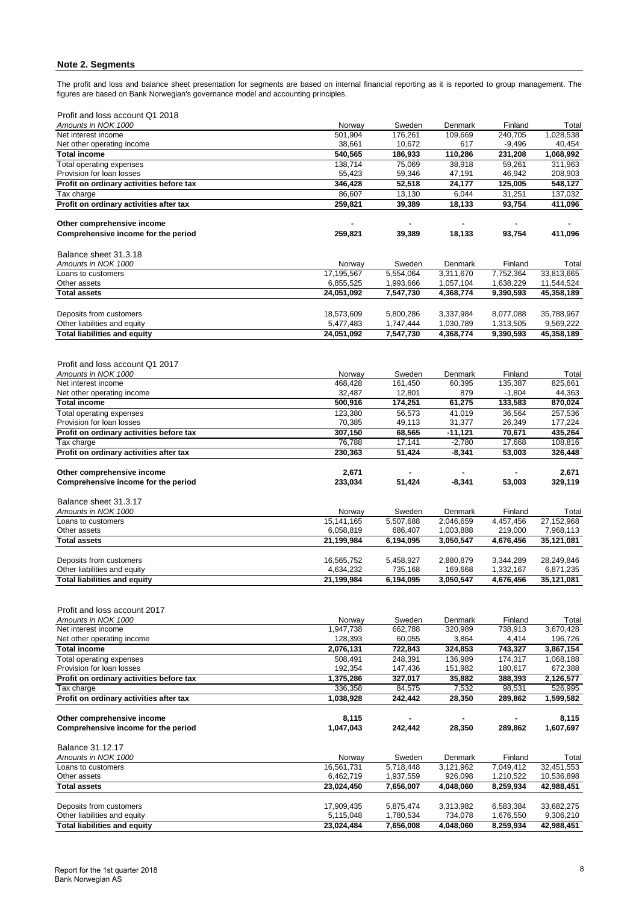## Note 2. Segments

The profit and loss and balance sheet presentation for segments are based on internal financial reporting as it is reported to group management. The figures are based on Bank Norwegian's governance model and accounting principles.

Profit and loss account Q1 2018

| *Amounts in NOK 1000* | Norway | Sweden | Denmark | Finland | Total |
|---|---|---|---|---|---|
| Net interest income | 501,904 | 176,261 | 109,669 | 240,705 | 1,028,538 |
| Net other operating income | 38,661 | 10,672 | 617 | -9,496 | 40,454 |
| **Total income** | **540,565** | **186,933** | **110,286** | **231,208** | **1,068,992** |
| Total operating expenses | 138,714 | 75,069 | 38,918 | 59,261 | 311,963 |
| Provision for loan losses | 55,423 | 59,346 | 47,191 | 46,942 | 208,903 |
| **Profit on ordinary activities before tax** | **346,428** | **52,518** | **24,177** | **125,005** | **548,127** |
| Tax charge | 86,607 | 13,130 | 6,044 | 31,251 | 137,032 |
| **Profit on ordinary activities after tax** | **259,821** | **39,389** | **18,133** | **93,754** | **411,096** |
| | | | | | |
| **Other comprehensive income** | **-** | **-** | **-** | **-** | **-** |
| **Comprehensive income for the period** | **259,821** | **39,389** | **18,133** | **93,754** | **411,096** |

Balance sheet 31.3.18

| *Amounts in NOK 1000* | Norway | Sweden | Denmark | Finland | Total |
|---|---|---|---|---|---|
| Loans to customers | 17,195,567 | 5,554,064 | 3,311,670 | 7,752,364 | 33,813,665 |
| Other assets | 6,855,525 | 1,993,666 | 1,057,104 | 1,638,229 | 11,544,524 |
| **Total assets** | **24,051,092** | **7,547,730** | **4,368,774** | **9,390,593** | **45,358,189** |
| | | | | | |
| Deposits from customers | 18,573,609 | 5,800,286 | 3,337,984 | 8,077,088 | 35,788,967 |
| Other liabilities and equity | 5,477,483 | 1,747,444 | 1,030,789 | 1,313,505 | 9,569,222 |
| **Total liabilities and equity** | **24,051,092** | **7,547,730** | **4,368,774** | **9,390,593** | **45,358,189** |

Profit and loss account Q1 2017

| *Amounts in NOK 1000* | Norway | Sweden | Denmark | Finland | Total |
|---|---|---|---|---|---|
| Net interest income | 468,428 | 161,450 | 60,395 | 135,387 | 825,661 |
| Net other operating income | 32,487 | 12,801 | 879 | -1,804 | 44,363 |
| **Total income** | **500,916** | **174,251** | **61,275** | **133,583** | **870,024** |
| Total operating expenses | 123,380 | 56,573 | 41,019 | 36,564 | 257,536 |
| Provision for loan losses | 70,385 | 49,113 | 31,377 | 26,349 | 177,224 |
| **Profit on ordinary activities before tax** | **307,150** | **68,565** | **-11,121** | **70,671** | **435,264** |
| Tax charge | 76,788 | 17,141 | -2,780 | 17,668 | 108,816 |
| **Profit on ordinary activities after tax** | **230,363** | **51,424** | **-8,341** | **53,003** | **326,448** |
| | | | | | |
| **Other comprehensive income** | **2,671** | **-** | **-** | **-** | **2,671** |
| **Comprehensive income for the period** | **233,034** | **51,424** | **-8,341** | **53,003** | **329,119** |

Balance sheet 31.3.17

| *Amounts in NOK 1000* | Norway | Sweden | Denmark | Finland | Total |
|---|---|---|---|---|---|
| Loans to customers | 15,141,165 | 5,507,688 | 2,046,659 | 4,457,456 | 27,152,968 |
| Other assets | 6,058,819 | 686,407 | 1,003,888 | 219,000 | 7,968,113 |
| **Total assets** | **21,199,984** | **6,194,095** | **3,050,547** | **4,676,456** | **35,121,081** |
| | | | | | |
| Deposits from customers | 16,565,752 | 5,458,927 | 2,880,879 | 3,344,289 | 28,249,846 |
| Other liabilities and equity | 4,634,232 | 735,168 | 169,668 | 1,332,167 | 6,871,235 |
| **Total liabilities and equity** | **21,199,984** | **6,194,095** | **3,050,547** | **4,676,456** | **35,121,081** |

Profit and loss account 2017

| *Amounts in NOK 1000* | Norway | Sweden | Denmark | Finland | Total |
|---|---|---|---|---|---|
| Net interest income | 1,947,738 | 662,788 | 320,989 | 738,913 | 3,670,428 |
| Net other operating income | 128,393 | 60,055 | 3,864 | 4,414 | 196,726 |
| **Total income** | **2,076,131** | **722,843** | **324,853** | **743,327** | **3,867,154** |
| Total operating expenses | 508,491 | 248,391 | 136,989 | 174,317 | 1,068,188 |
| Provision for loan losses | 192,354 | 147,436 | 151,982 | 180,617 | 672,388 |
| **Profit on ordinary activities before tax** | **1,375,286** | **327,017** | **35,882** | **388,393** | **2,126,577** |
| Tax charge | 336,358 | 84,575 | 7,532 | 98,531 | 526,995 |
| **Profit on ordinary activities after tax** | **1,038,928** | **242,442** | **28,350** | **289,862** | **1,599,582** |
| | | | | | |
| **Other comprehensive income** | **8,115** | **-** | **-** | **-** | **8,115** |
| **Comprehensive income for the period** | **1,047,043** | **242,442** | **28,350** | **289,862** | **1,607,697** |

Balance 31.12.17

| *Amounts in NOK 1000* | Norway | Sweden | Denmark | Finland | Total |
|---|---|---|---|---|---|
| Loans to customers | 16,561,731 | 5,718,448 | 3,121,962 | 7,049,412 | 32,451,553 |
| Other assets | 6,462,719 | 1,937,559 | 926,098 | 1,210,522 | 10,536,898 |
| **Total assets** | **23,024,450** | **7,656,007** | **4,048,060** | **8,259,934** | **42,988,451** |
| | | | | | |
| Deposits from customers | 17,909,435 | 5,875,474 | 3,313,982 | 6,583,384 | 33,682,275 |
| Other liabilities and equity | 5,115,048 | 1,780,534 | 734,078 | 1,676,550 | 9,306,210 |
| **Total liabilities and equity** | **23,024,484** | **7,656,008** | **4,048,060** | **8,259,934** | **42,988,451** |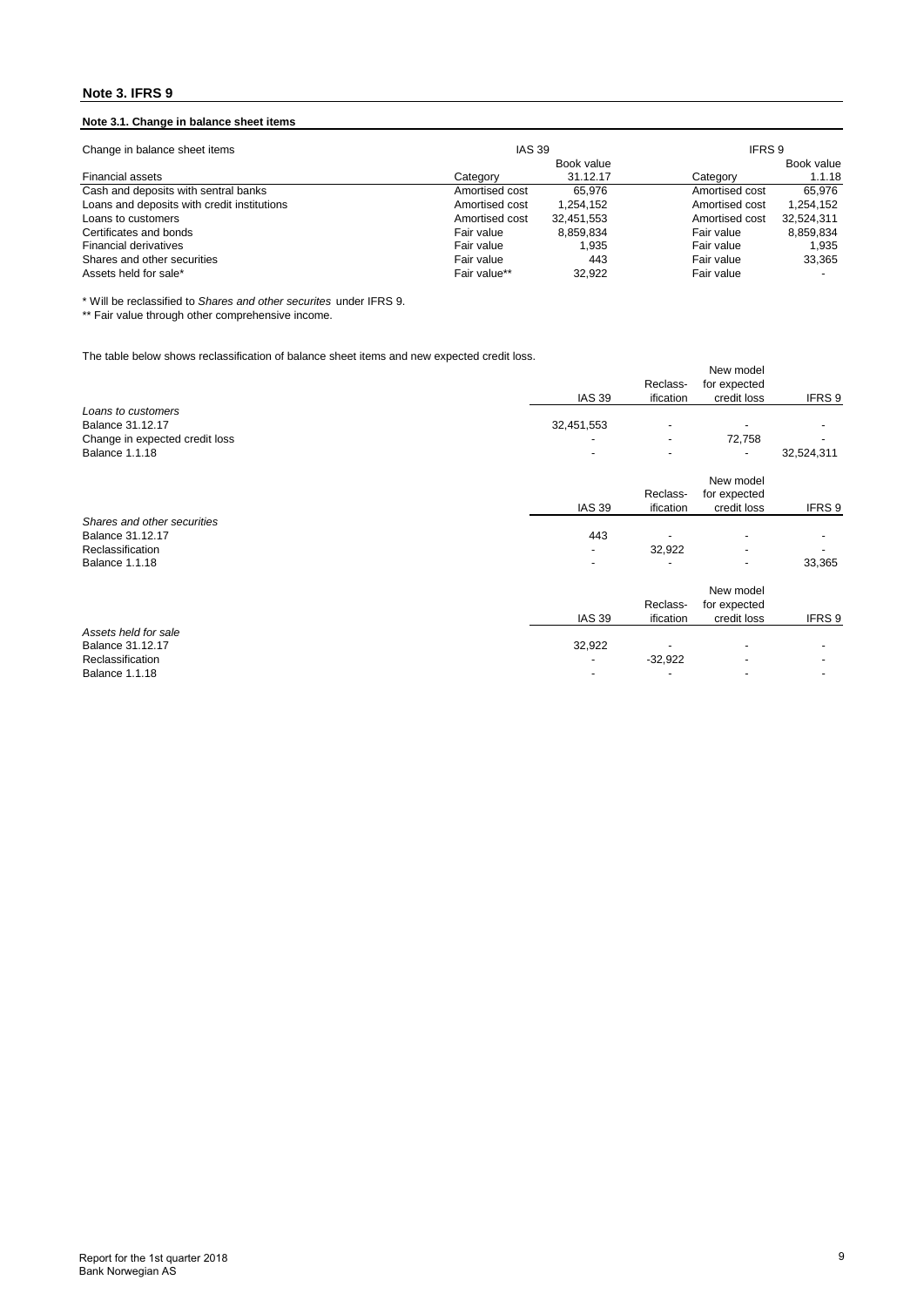## Note 3. IFRS 9

### Note 3.1. Change in balance sheet items

| Change in balance sheet items | IAS 39 | | IFRS 9 | |
|---|---|---|---|---|
| | | Book value | | Book value |
| Financial assets | Category | 31.12.17 | Category | 1.1.18 |
| Cash and deposits with sentral banks | Amortised cost | 65,976 | Amortised cost | 65,976 |
| Loans and deposits with credit institutions | Amortised cost | 1,254,152 | Amortised cost | 1,254,152 |
| Loans to customers | Amortised cost | 32,451,553 | Amortised cost | 32,524,311 |
| Certificates and bonds | Fair value | 8,859,834 | Fair value | 8,859,834 |
| Financial derivatives | Fair value | 1,935 | Fair value | 1,935 |
| Shares and other securities | Fair value | 443 | Fair value | 33,365 |
| Assets held for sale* | Fair value** | 32,922 | Fair value | - |

\* Will be reclassified to *Shares and other securites* under IFRS 9.

\*\* Fair value through other comprehensive income.

The table below shows reclassification of balance sheet items and new expected credit loss.

| | IAS 39 | Reclass-ification | New model for expected credit loss | IFRS 9 |
|---|---|---|---|---|
| *Loans to customers* | | | | |
| Balance 31.12.17 | 32,451,553 | - | - | - |
| Change in expected credit loss | - | - | 72,758 | - |
| Balance 1.1.18 | - | - | - | 32,524,311 |

| | IAS 39 | Reclass-ification | New model for expected credit loss | IFRS 9 |
|---|---|---|---|---|
| *Shares and other securities* | | | | |
| Balance 31.12.17 | 443 | - | - | - |
| Reclassification | - | 32,922 | - | - |
| Balance 1.1.18 | - | - | - | 33,365 |

| | IAS 39 | Reclass-ification | New model for expected credit loss | IFRS 9 |
|---|---|---|---|---|
| *Assets held for sale* | | | | |
| Balance 31.12.17 | 32,922 | - | - | - |
| Reclassification | - | -32,922 | - | - |
| Balance 1.1.18 | - | - | - | - |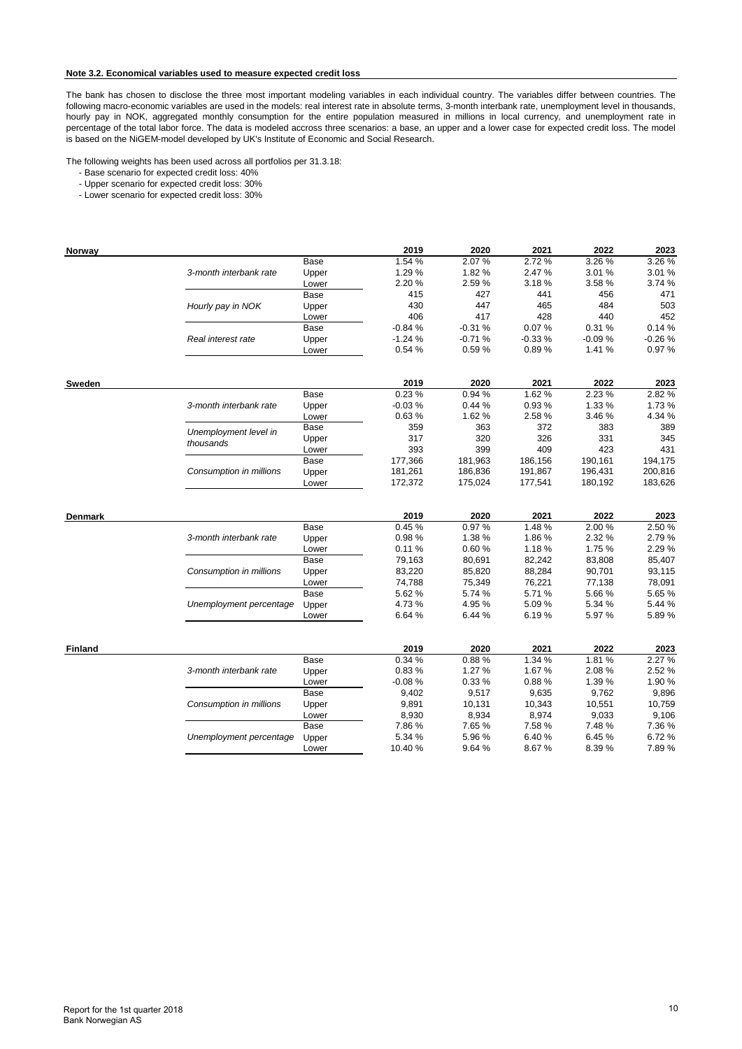#### Note 3.2. Economical variables used to measure expected credit loss

The bank has chosen to disclose the three most important modeling variables in each individual country. The variables differ between countries. The following macro-economic variables are used in the models: real interest rate in absolute terms, 3-month interbank rate, unemployment level in thousands, hourly pay in NOK, aggregated monthly consumption for the entire population measured in millions in local currency, and unemployment rate in percentage of the total labor force. The data is modeled accross three scenarios: a base, an upper and a lower case for expected credit loss. The model is based on the NiGEM-model developed by UK's Institute of Economic and Social Research.

The following weights has been used across all portfolios per 31.3.18:

- Base scenario for expected credit loss: 40%
- Upper scenario for expected credit loss: 30%
- Lower scenario for expected credit loss: 30%

| Norway | | | 2019 | 2020 | 2021 | 2022 | 2023 |
|---|---|---|---|---|---|---|---|
| | *3-month interbank rate* | Base | 1.54 % | 2.07 % | 2.72 % | 3.26 % | 3.26 % |
| | | Upper | 1.29 % | 1.82 % | 2.47 % | 3.01 % | 3.01 % |
| | | Lower | 2.20 % | 2.59 % | 3.18 % | 3.58 % | 3.74 % |
| | *Hourly pay in NOK* | Base | 415 | 427 | 441 | 456 | 471 |
| | | Upper | 430 | 447 | 465 | 484 | 503 |
| | | Lower | 406 | 417 | 428 | 440 | 452 |
| | *Real interest rate* | Base | -0.84 % | -0.31 % | 0.07 % | 0.31 % | 0.14 % |
| | | Upper | -1.24 % | -0.71 % | -0.33 % | -0.09 % | -0.26 % |
| | | Lower | 0.54 % | 0.59 % | 0.89 % | 1.41 % | 0.97 % |

| Sweden | | | 2019 | 2020 | 2021 | 2022 | 2023 |
|---|---|---|---|---|---|---|---|
| | *3-month interbank rate* | Base | 0.23 % | 0.94 % | 1.62 % | 2.23 % | 2.82 % |
| | | Upper | -0.03 % | 0.44 % | 0.93 % | 1.33 % | 1.73 % |
| | | Lower | 0.63 % | 1.62 % | 2.58 % | 3.46 % | 4.34 % |
| | *Unemployment level in thousands* | Base | 359 | 363 | 372 | 383 | 389 |
| | | Upper | 317 | 320 | 326 | 331 | 345 |
| | | Lower | 393 | 399 | 409 | 423 | 431 |
| | *Consumption in millions* | Base | 177,366 | 181,963 | 186,156 | 190,161 | 194,175 |
| | | Upper | 181,261 | 186,836 | 191,867 | 196,431 | 200,816 |
| | | Lower | 172,372 | 175,024 | 177,541 | 180,192 | 183,626 |

| Denmark | | | 2019 | 2020 | 2021 | 2022 | 2023 |
|---|---|---|---|---|---|---|---|
| | *3-month interbank rate* | Base | 0.45 % | 0.97 % | 1.48 % | 2.00 % | 2.50 % |
| | | Upper | 0.98 % | 1.38 % | 1.86 % | 2.32 % | 2.79 % |
| | | Lower | 0.11 % | 0.60 % | 1.18 % | 1.75 % | 2.29 % |
| | *Consumption in millions* | Base | 79,163 | 80,691 | 82,242 | 83,808 | 85,407 |
| | | Upper | 83,220 | 85,820 | 88,284 | 90,701 | 93,115 |
| | | Lower | 74,788 | 75,349 | 76,221 | 77,138 | 78,091 |
| | *Unemployment percentage* | Base | 5.62 % | 5.74 % | 5.71 % | 5.66 % | 5.65 % |
| | | Upper | 4.73 % | 4.95 % | 5.09 % | 5.34 % | 5.44 % |
| | | Lower | 6.64 % | 6.44 % | 6.19 % | 5.97 % | 5.89 % |

| Finland | | | 2019 | 2020 | 2021 | 2022 | 2023 |
|---|---|---|---|---|---|---|---|
| | *3-month interbank rate* | Base | 0.34 % | 0.88 % | 1.34 % | 1.81 % | 2.27 % |
| | | Upper | 0.83 % | 1.27 % | 1.67 % | 2.08 % | 2.52 % |
| | | Lower | -0.08 % | 0.33 % | 0.88 % | 1.39 % | 1.90 % |
| | *Consumption in millions* | Base | 9,402 | 9,517 | 9,635 | 9,762 | 9,896 |
| | | Upper | 9,891 | 10,131 | 10,343 | 10,551 | 10,759 |
| | | Lower | 8,930 | 8,934 | 8,974 | 9,033 | 9,106 |
| | *Unemployment percentage* | Base | 7.86 % | 7.65 % | 7.58 % | 7.48 % | 7.36 % |
| | | Upper | 5.34 % | 5.96 % | 6.40 % | 6.45 % | 6.72 % |
| | | Lower | 10.40 % | 9.64 % | 8.67 % | 8.39 % | 7.89 % |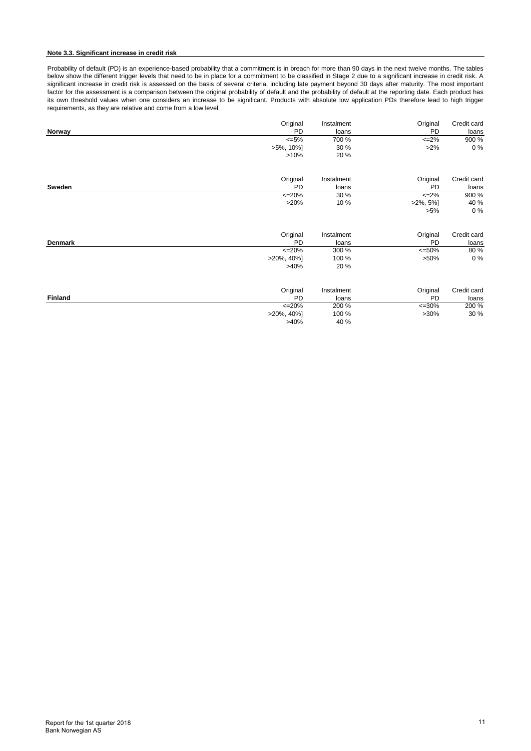### Note 3.3. Significant increase in credit risk

Probability of default (PD) is an experience-based probability that a commitment is in breach for more than 90 days in the next twelve months. The tables below show the different trigger levels that need to be in place for a commitment to be classified in Stage 2 due to a significant increase in credit risk. A significant increase in credit risk is assessed on the basis of several criteria, including late payment beyond 30 days after maturity. The most important factor for the assessment is a comparison between the original probability of default and the probability of default at the reporting date. Each product has its own threshold values when one considers an increase to be significant. Products with absolute low application PDs therefore lead to high trigger requirements, as they are relative and come from a low level.

| **Norway** | Original PD | Instalment loans | Original PD | Credit card loans |
|---|---|---|---|---|
| | <=5% | 700 % | <=2% | 900 % |
| | >5%, 10%] | 30 % | >2% | 0 % |
| | >10% | 20 % | | |

| **Sweden** | Original PD | Instalment loans | Original PD | Credit card loans |
|---|---|---|---|---|
| | <=20% | 30 % | <=2% | 900 % |
| | >20% | 10 % | >2%, 5%] | 40 % |
| | | | >5% | 0 % |

| **Denmark** | Original PD | Instalment loans | Original PD | Credit card loans |
|---|---|---|---|---|
| | <=20% | 300 % | <=50% | 80 % |
| | >20%, 40%] | 100 % | >50% | 0 % |
| | >40% | 20 % | | |

| **Finland** | Original PD | Instalment loans | Original PD | Credit card loans |
|---|---|---|---|---|
| | <=20% | 200 % | <=30% | 200 % |
| | >20%, 40%] | 100 % | >30% | 30 % |
| | >40% | 40 % | | |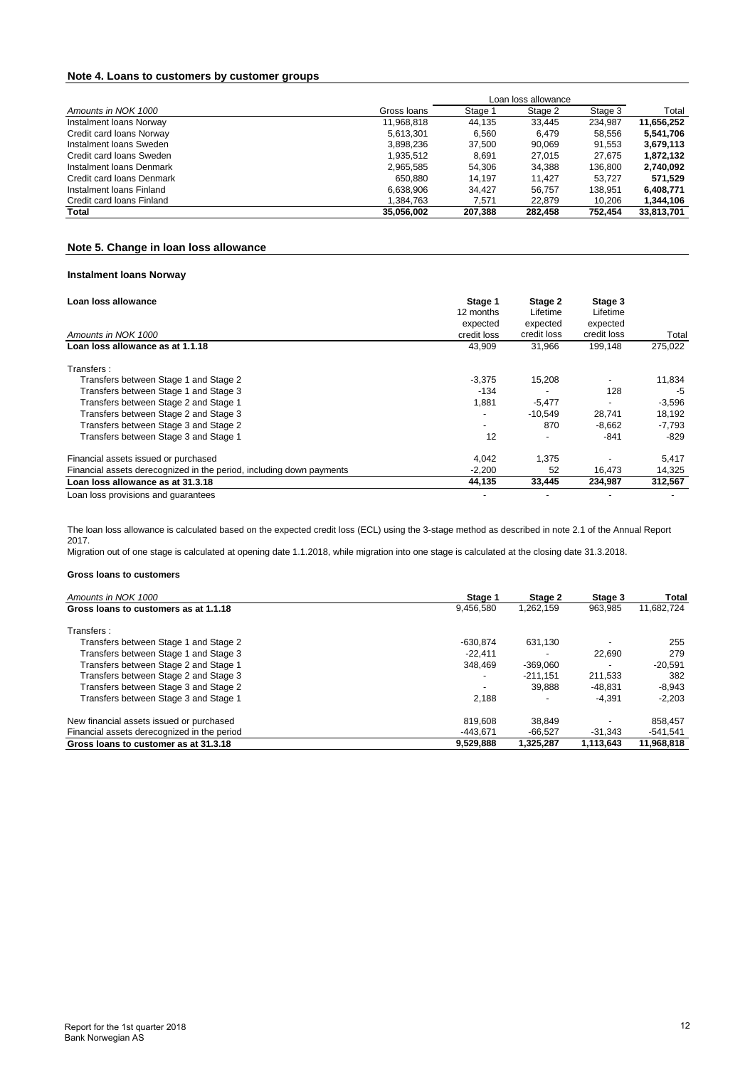## Note 4. Loans to customers by customer groups

| *Amounts in NOK 1000* | Gross loans | Loan loss allowance Stage 1 | Stage 2 | Stage 3 | Total |
|---|---|---|---|---|---|
| Instalment loans Norway | 11,968,818 | 44,135 | 33,445 | 234,987 | **11,656,252** |
| Credit card loans Norway | 5,613,301 | 6,560 | 6,479 | 58,556 | **5,541,706** |
| Instalment loans Sweden | 3,898,236 | 37,500 | 90,069 | 91,553 | **3,679,113** |
| Credit card loans Sweden | 1,935,512 | 8,691 | 27,015 | 27,675 | **1,872,132** |
| Instalment loans Denmark | 2,965,585 | 54,306 | 34,388 | 136,800 | **2,740,092** |
| Credit card loans Denmark | 650,880 | 14,197 | 11,427 | 53,727 | **571,529** |
| Instalment loans Finland | 6,638,906 | 34,427 | 56,757 | 138,951 | **6,408,771** |
| Credit card loans Finland | 1,384,763 | 7,571 | 22,879 | 10,206 | **1,344,106** |
| **Total** | **35,056,002** | **207,388** | **282,458** | **752,454** | **33,813,701** |

## Note 5. Change in loan loss allowance

### Instalment loans Norway

| **Loan loss allowance**<br>*Amounts in NOK 1000* | **Stage 1**<br>12 months expected credit loss | **Stage 2**<br>Lifetime expected credit loss | **Stage 3**<br>Lifetime expected credit loss | Total |
|---|---|---|---|---|
| **Loan loss allowance as at 1.1.18** | 43,909 | 31,966 | 199,148 | 275,022 |
| Transfers : | | | | |
| Transfers between Stage 1 and Stage 2 | -3,375 | 15,208 | - | 11,834 |
| Transfers between Stage 1 and Stage 3 | -134 | - | 128 | -5 |
| Transfers between Stage 2 and Stage 1 | 1,881 | -5,477 | - | -3,596 |
| Transfers between Stage 2 and Stage 3 | - | -10,549 | 28,741 | 18,192 |
| Transfers between Stage 3 and Stage 2 | - | 870 | -8,662 | -7,793 |
| Transfers between Stage 3 and Stage 1 | 12 | - | -841 | -829 |
| Financial assets issued or purchased | 4,042 | 1,375 | - | 5,417 |
| Financial assets derecognized in the period, including down payments | -2,200 | 52 | 16,473 | 14,325 |
| **Loan loss allowance as at 31.3.18** | **44,135** | **33,445** | **234,987** | **312,567** |
| Loan loss provisions and guarantees | - | - | - | - |

The loan loss allowance is calculated based on the expected credit loss (ECL) using the 3-stage method as described in note 2.1 of the Annual Report 2017.
Migration out of one stage is calculated at opening date 1.1.2018, while migration into one stage is calculated at the closing date 31.3.2018.

#### Gross loans to customers

| *Amounts in NOK 1000* | **Stage 1** | **Stage 2** | **Stage 3** | **Total** |
|---|---|---|---|---|
| **Gross loans to customers as at 1.1.18** | 9,456,580 | 1,262,159 | 963,985 | 11,682,724 |
| Transfers : | | | | |
| Transfers between Stage 1 and Stage 2 | -630,874 | 631,130 | - | 255 |
| Transfers between Stage 1 and Stage 3 | -22,411 | - | 22,690 | 279 |
| Transfers between Stage 2 and Stage 1 | 348,469 | -369,060 | - | -20,591 |
| Transfers between Stage 2 and Stage 3 | - | -211,151 | 211,533 | 382 |
| Transfers between Stage 3 and Stage 2 | - | 39,888 | -48,831 | -8,943 |
| Transfers between Stage 3 and Stage 1 | 2,188 | - | -4,391 | -2,203 |
| New financial assets issued or purchased | 819,608 | 38,849 | - | 858,457 |
| Financial assets derecognized in the period | -443,671 | -66,527 | -31,343 | -541,541 |
| **Gross loans to customer as at 31.3.18** | **9,529,888** | **1,325,287** | **1,113,643** | **11,968,818** |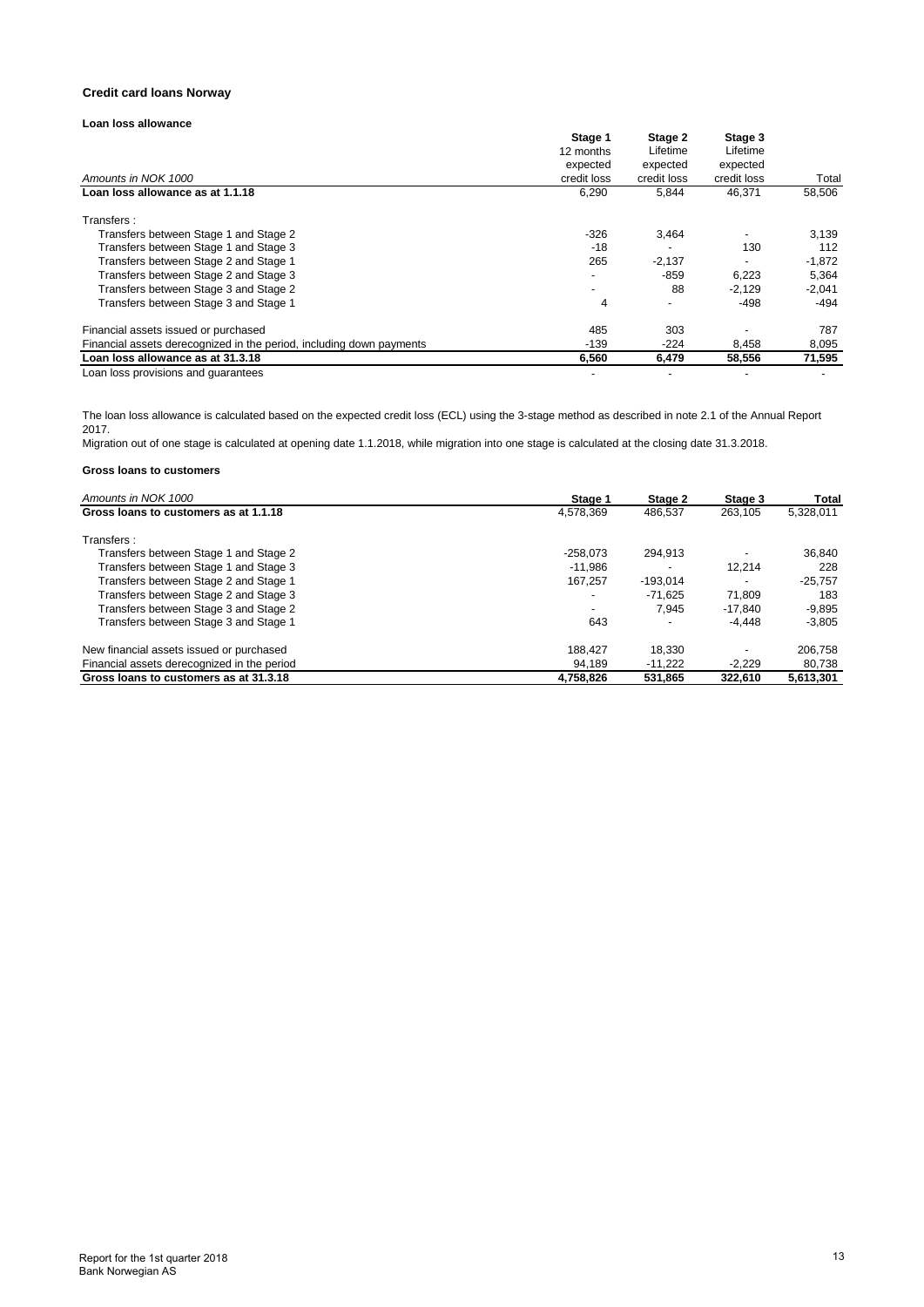### Credit card loans Norway

**Loan loss allowance**

| *Amounts in NOK 1000* | **Stage 1** 12 months expected credit loss | **Stage 2** Lifetime expected credit loss | **Stage 3** Lifetime expected credit loss | Total |
|---|---|---|---|---|
| **Loan loss allowance as at 1.1.18** | 6,290 | 5,844 | 46,371 | 58,506 |
| Transfers : | | | | |
| Transfers between Stage 1 and Stage 2 | -326 | 3,464 | - | 3,139 |
| Transfers between Stage 1 and Stage 3 | -18 | - | 130 | 112 |
| Transfers between Stage 2 and Stage 1 | 265 | -2,137 | - | -1,872 |
| Transfers between Stage 2 and Stage 3 | - | -859 | 6,223 | 5,364 |
| Transfers between Stage 3 and Stage 2 | - | 88 | -2,129 | -2,041 |
| Transfers between Stage 3 and Stage 1 | 4 | - | -498 | -494 |
| Financial assets issued or purchased | 485 | 303 | - | 787 |
| Financial assets derecognized in the period, including down payments | -139 | -224 | 8,458 | 8,095 |
| **Loan loss allowance as at 31.3.18** | **6,560** | **6,479** | **58,556** | **71,595** |
| Loan loss provisions and guarantees | - | - | - | - |

The loan loss allowance is calculated based on the expected credit loss (ECL) using the 3-stage method as described in note 2.1 of the Annual Report 2017.
Migration out of one stage is calculated at opening date 1.1.2018, while migration into one stage is calculated at the closing date 31.3.2018.

**Gross loans to customers**

| *Amounts in NOK 1000* | **Stage 1** | **Stage 2** | **Stage 3** | **Total** |
|---|---|---|---|---|
| **Gross loans to customers as at 1.1.18** | 4,578,369 | 486,537 | 263,105 | 5,328,011 |
| Transfers : | | | | |
| Transfers between Stage 1 and Stage 2 | -258,073 | 294,913 | - | 36,840 |
| Transfers between Stage 1 and Stage 3 | -11,986 | - | 12,214 | 228 |
| Transfers between Stage 2 and Stage 1 | 167,257 | -193,014 | - | -25,757 |
| Transfers between Stage 2 and Stage 3 | - | -71,625 | 71,809 | 183 |
| Transfers between Stage 3 and Stage 2 | - | 7,945 | -17,840 | -9,895 |
| Transfers between Stage 3 and Stage 1 | 643 | - | -4,448 | -3,805 |
| New financial assets issued or purchased | 188,427 | 18,330 | - | 206,758 |
| Financial assets derecognized in the period | 94,189 | -11,222 | -2,229 | 80,738 |
| **Gross loans to customers as at 31.3.18** | **4,758,826** | **531,865** | **322,610** | **5,613,301** |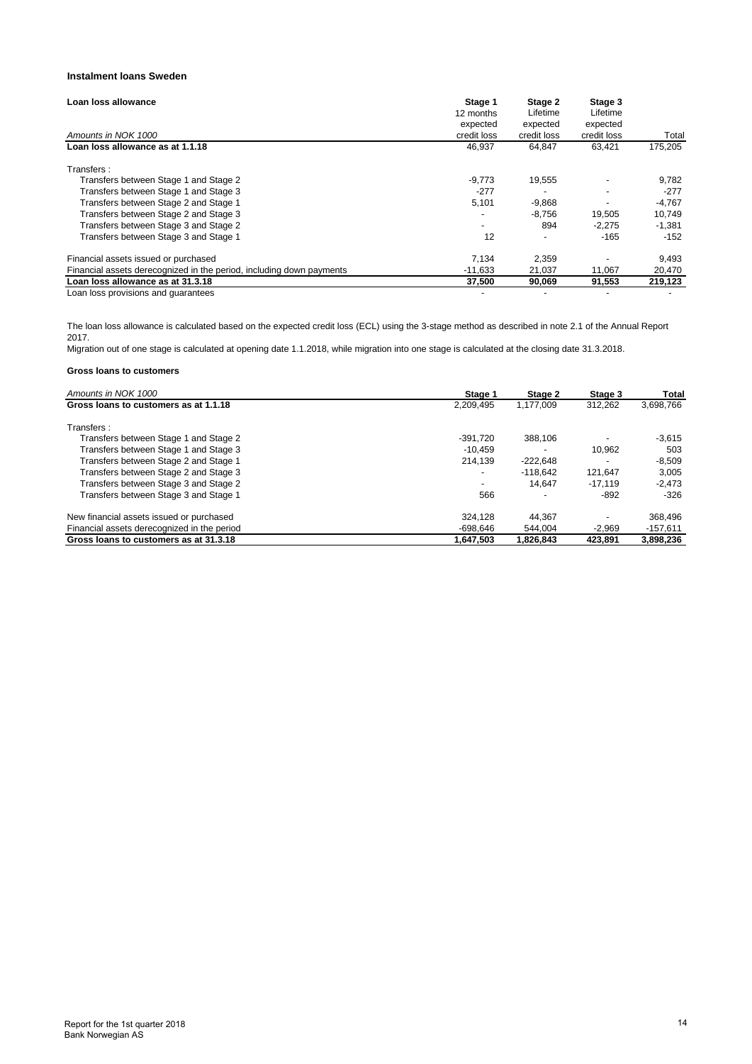### Instalment loans Sweden

| **Loan loss allowance**<br>*Amounts in NOK 1000* | **Stage 1**<br>12 months expected credit loss | **Stage 2**<br>Lifetime expected credit loss | **Stage 3**<br>Lifetime expected credit loss | Total |
|---|---|---|---|---|
| **Loan loss allowance as at 1.1.18** | 46,937 | 64,847 | 63,421 | 175,205 |
| Transfers : | | | | |
| Transfers between Stage 1 and Stage 2 | -9,773 | 19,555 | - | 9,782 |
| Transfers between Stage 1 and Stage 3 | -277 | - | - | -277 |
| Transfers between Stage 2 and Stage 1 | 5,101 | -9,868 | - | -4,767 |
| Transfers between Stage 2 and Stage 3 | - | -8,756 | 19,505 | 10,749 |
| Transfers between Stage 3 and Stage 2 | - | 894 | -2,275 | -1,381 |
| Transfers between Stage 3 and Stage 1 | 12 | - | -165 | -152 |
| Financial assets issued or purchased | 7,134 | 2,359 | - | 9,493 |
| Financial assets derecognized in the period, including down payments | -11,633 | 21,037 | 11,067 | 20,470 |
| **Loan loss allowance as at 31.3.18** | **37,500** | **90,069** | **91,553** | **219,123** |
| Loan loss provisions and guarantees | - | - | - | - |

The loan loss allowance is calculated based on the expected credit loss (ECL) using the 3-stage method as described in note 2.1 of the Annual Report 2017.
Migration out of one stage is calculated at opening date 1.1.2018, while migration into one stage is calculated at the closing date 31.3.2018.

### Gross loans to customers

| *Amounts in NOK 1000* | **Stage 1** | **Stage 2** | **Stage 3** | **Total** |
|---|---|---|---|---|
| **Gross loans to customers as at 1.1.18** | 2,209,495 | 1,177,009 | 312,262 | 3,698,766 |
| Transfers : | | | | |
| Transfers between Stage 1 and Stage 2 | -391,720 | 388,106 | - | -3,615 |
| Transfers between Stage 1 and Stage 3 | -10,459 | - | 10,962 | 503 |
| Transfers between Stage 2 and Stage 1 | 214,139 | -222,648 | - | -8,509 |
| Transfers between Stage 2 and Stage 3 | - | -118,642 | 121,647 | 3,005 |
| Transfers between Stage 3 and Stage 2 | - | 14,647 | -17,119 | -2,473 |
| Transfers between Stage 3 and Stage 1 | 566 | - | -892 | -326 |
| New financial assets issued or purchased | 324,128 | 44,367 | - | 368,496 |
| Financial assets derecognized in the period | -698,646 | 544,004 | -2,969 | -157,611 |
| **Gross loans to customers as at 31.3.18** | **1,647,503** | **1,826,843** | **423,891** | **3,898,236** |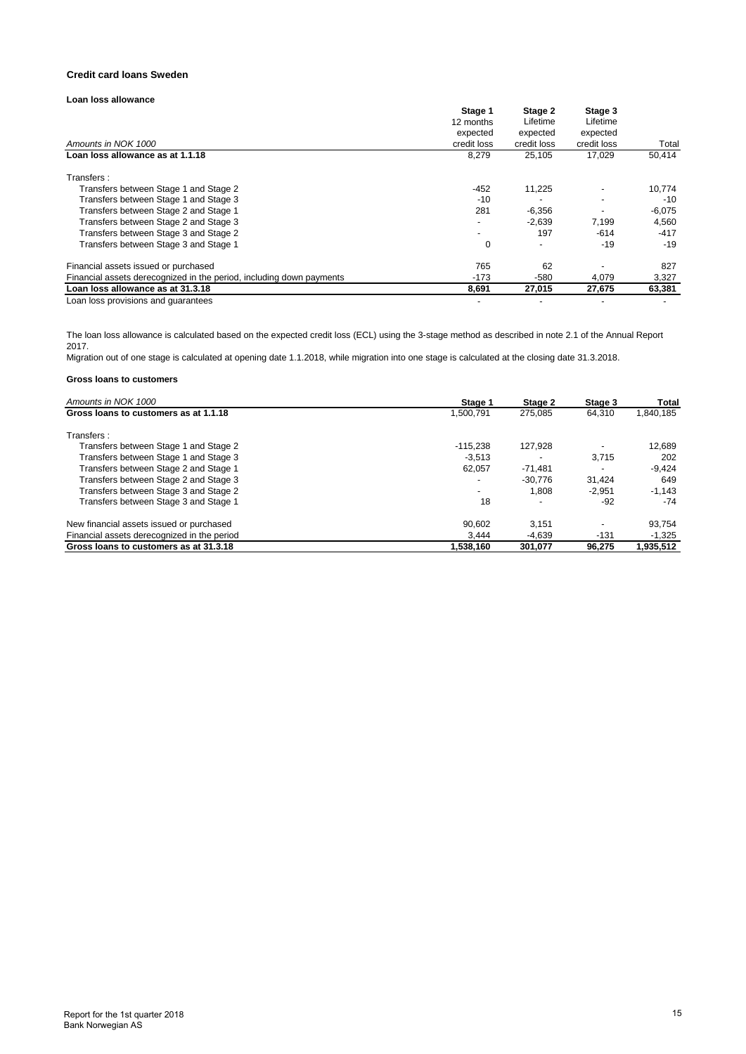## Credit card loans Sweden

### Loan loss allowance

| *Amounts in NOK 1000* | **Stage 1** 12 months expected credit loss | **Stage 2** Lifetime expected credit loss | **Stage 3** Lifetime expected credit loss | Total |
|---|---|---|---|---|
| **Loan loss allowance as at 1.1.18** | 8,279 | 25,105 | 17,029 | 50,414 |
| Transfers : | | | | |
| Transfers between Stage 1 and Stage 2 | -452 | 11,225 | - | 10,774 |
| Transfers between Stage 1 and Stage 3 | -10 | - | - | -10 |
| Transfers between Stage 2 and Stage 1 | 281 | -6,356 | - | -6,075 |
| Transfers between Stage 2 and Stage 3 | - | -2,639 | 7,199 | 4,560 |
| Transfers between Stage 3 and Stage 2 | - | 197 | -614 | -417 |
| Transfers between Stage 3 and Stage 1 | 0 | - | -19 | -19 |
| Financial assets issued or purchased | 765 | 62 | - | 827 |
| Financial assets derecognized in the period, including down payments | -173 | -580 | 4,079 | 3,327 |
| **Loan loss allowance as at 31.3.18** | **8,691** | **27,015** | **27,675** | **63,381** |
| Loan loss provisions and guarantees | - | - | - | - |

The loan loss allowance is calculated based on the expected credit loss (ECL) using the 3-stage method as described in note 2.1 of the Annual Report 2017.
Migration out of one stage is calculated at opening date 1.1.2018, while migration into one stage is calculated at the closing date 31.3.2018.

### Gross loans to customers

| *Amounts in NOK 1000* | **Stage 1** | **Stage 2** | **Stage 3** | **Total** |
|---|---|---|---|---|
| **Gross loans to customers as at 1.1.18** | 1,500,791 | 275,085 | 64,310 | 1,840,185 |
| Transfers : | | | | |
| Transfers between Stage 1 and Stage 2 | -115,238 | 127,928 | - | 12,689 |
| Transfers between Stage 1 and Stage 3 | -3,513 | - | 3,715 | 202 |
| Transfers between Stage 2 and Stage 1 | 62,057 | -71,481 | - | -9,424 |
| Transfers between Stage 2 and Stage 3 | - | -30,776 | 31,424 | 649 |
| Transfers between Stage 3 and Stage 2 | - | 1,808 | -2,951 | -1,143 |
| Transfers between Stage 3 and Stage 1 | 18 | - | -92 | -74 |
| New financial assets issued or purchased | 90,602 | 3,151 | - | 93,754 |
| Financial assets derecognized in the period | 3,444 | -4,639 | -131 | -1,325 |
| **Gross loans to customers as at 31.3.18** | **1,538,160** | **301,077** | **96,275** | **1,935,512** |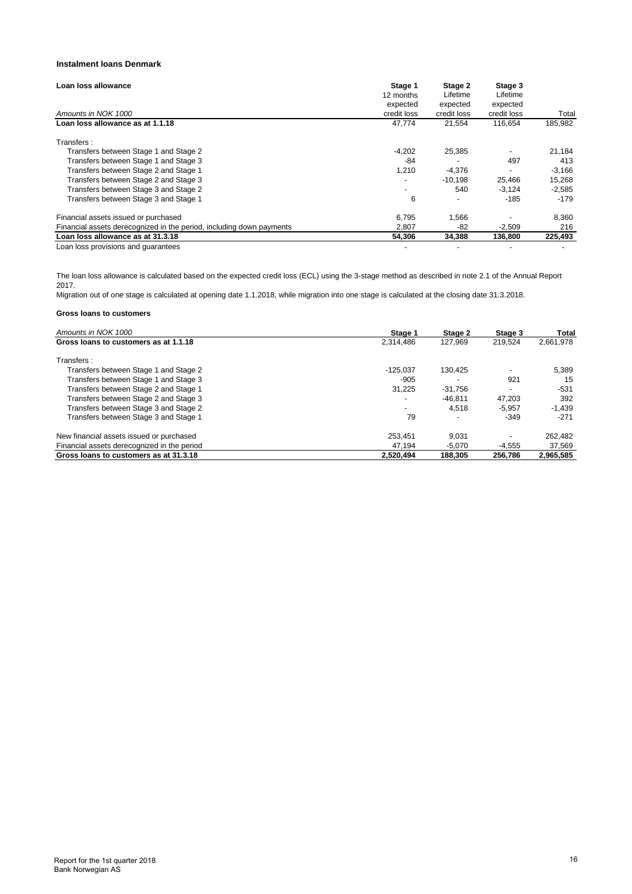### Instalment loans Denmark

| Loan loss allowance | Stage 1 | Stage 2 | Stage 3 | |
|---|---|---|---|---|
| | 12 months expected credit loss | Lifetime expected credit loss | Lifetime expected credit loss | |
| *Amounts in NOK 1000* | | | | Total |
| **Loan loss allowance as at 1.1.18** | 47,774 | 21,554 | 116,654 | 185,982 |
| Transfers : | | | | |
| Transfers between Stage 1 and Stage 2 | -4,202 | 25,385 | - | 21,184 |
| Transfers between Stage 1 and Stage 3 | -84 | - | 497 | 413 |
| Transfers between Stage 2 and Stage 1 | 1,210 | -4,376 | - | -3,166 |
| Transfers between Stage 2 and Stage 3 | - | -10,198 | 25,466 | 15,268 |
| Transfers between Stage 3 and Stage 2 | - | 540 | -3,124 | -2,585 |
| Transfers between Stage 3 and Stage 1 | 6 | - | -185 | -179 |
| Financial assets issued or purchased | 6,795 | 1,566 | - | 8,360 |
| Financial assets derecognized in the period, including down payments | 2,807 | -82 | -2,509 | 216 |
| **Loan loss allowance as at 31.3.18** | **54,306** | **34,388** | **136,800** | **225,493** |
| Loan loss provisions and guarantees | - | - | - | - |

The loan loss allowance is calculated based on the expected credit loss (ECL) using the 3-stage method as described in note 2.1 of the Annual Report 2017.
Migration out of one stage is calculated at opening date 1.1.2018, while migration into one stage is calculated at the closing date 31.3.2018.

#### Gross loans to customers

| *Amounts in NOK 1000* | Stage 1 | Stage 2 | Stage 3 | Total |
|---|---|---|---|---|
| **Gross loans to customers as at 1.1.18** | 2,314,486 | 127,969 | 219,524 | 2,661,978 |
| Transfers : | | | | |
| Transfers between Stage 1 and Stage 2 | -125,037 | 130,425 | - | 5,389 |
| Transfers between Stage 1 and Stage 3 | -905 | - | 921 | 15 |
| Transfers between Stage 2 and Stage 1 | 31,225 | -31,756 | - | -531 |
| Transfers between Stage 2 and Stage 3 | - | -46,811 | 47,203 | 392 |
| Transfers between Stage 3 and Stage 2 | - | 4,518 | -5,957 | -1,439 |
| Transfers between Stage 3 and Stage 1 | 79 | - | -349 | -271 |
| New financial assets issued or purchased | 253,451 | 9,031 | - | 262,482 |
| Financial assets derecognized in the period | 47,194 | -5,070 | -4,555 | 37,569 |
| **Gross loans to customers as at 31.3.18** | **2,520,494** | **188,305** | **256,786** | **2,965,585** |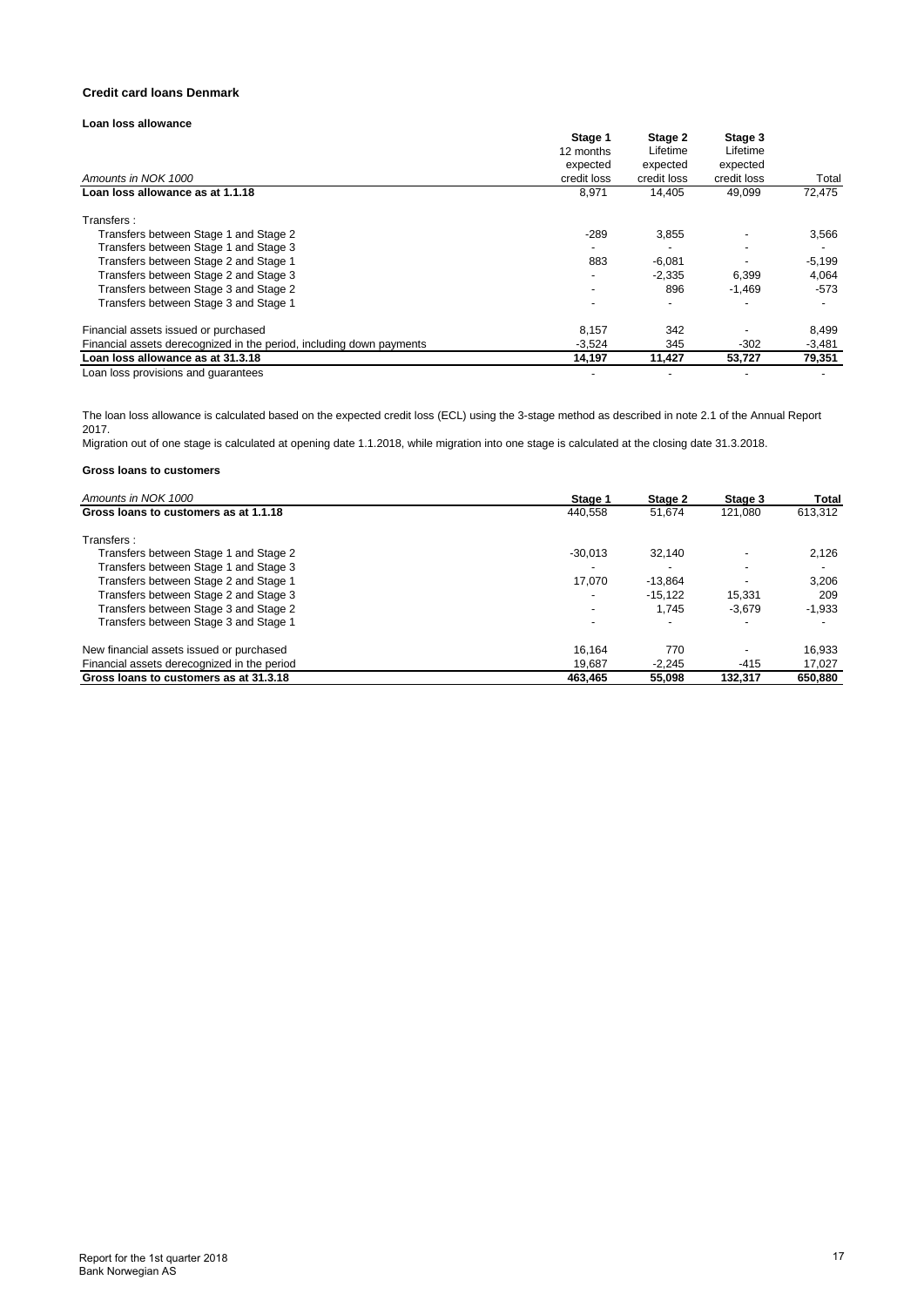### Credit card loans Denmark

#### Loan loss allowance

| *Amounts in NOK 1000* | **Stage 1** 12 months expected credit loss | **Stage 2** Lifetime expected credit loss | **Stage 3** Lifetime expected credit loss | Total |
|---|---|---|---|---|
| **Loan loss allowance as at 1.1.18** | 8,971 | 14,405 | 49,099 | 72,475 |
| Transfers : | | | | |
| Transfers between Stage 1 and Stage 2 | -289 | 3,855 | - | 3,566 |
| Transfers between Stage 1 and Stage 3 | - | - | - | - |
| Transfers between Stage 2 and Stage 1 | 883 | -6,081 | - | -5,199 |
| Transfers between Stage 2 and Stage 3 | - | -2,335 | 6,399 | 4,064 |
| Transfers between Stage 3 and Stage 2 | - | 896 | -1,469 | -573 |
| Transfers between Stage 3 and Stage 1 | - | - | - | - |
| Financial assets issued or purchased | 8,157 | 342 | - | 8,499 |
| Financial assets derecognized in the period, including down payments | -3,524 | 345 | -302 | -3,481 |
| **Loan loss allowance as at 31.3.18** | **14,197** | **11,427** | **53,727** | **79,351** |
| Loan loss provisions and guarantees | - | - | - | - |

The loan loss allowance is calculated based on the expected credit loss (ECL) using the 3-stage method as described in note 2.1 of the Annual Report 2017.
Migration out of one stage is calculated at opening date 1.1.2018, while migration into one stage is calculated at the closing date 31.3.2018.

#### Gross loans to customers

| *Amounts in NOK 1000* | **Stage 1** | **Stage 2** | **Stage 3** | **Total** |
|---|---|---|---|---|
| **Gross loans to customers as at 1.1.18** | 440,558 | 51,674 | 121,080 | 613,312 |
| Transfers : | | | | |
| Transfers between Stage 1 and Stage 2 | -30,013 | 32,140 | - | 2,126 |
| Transfers between Stage 1 and Stage 3 | - | - | - | - |
| Transfers between Stage 2 and Stage 1 | 17,070 | -13,864 | - | 3,206 |
| Transfers between Stage 2 and Stage 3 | - | -15,122 | 15,331 | 209 |
| Transfers between Stage 3 and Stage 2 | - | 1,745 | -3,679 | -1,933 |
| Transfers between Stage 3 and Stage 1 | - | - | - | - |
| New financial assets issued or purchased | 16,164 | 770 | - | 16,933 |
| Financial assets derecognized in the period | 19,687 | -2,245 | -415 | 17,027 |
| **Gross loans to customers as at 31.3.18** | **463,465** | **55,098** | **132,317** | **650,880** |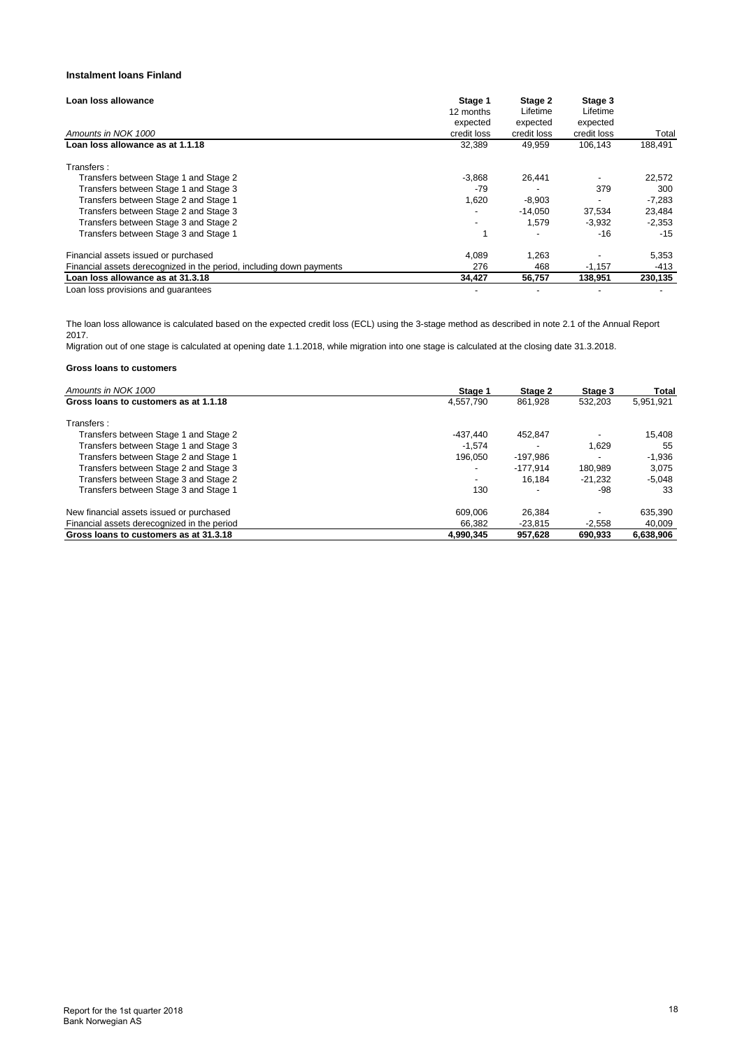### Instalment loans Finland

| Loan loss allowance<br>*Amounts in NOK 1000* | **Stage 1**<br>12 months expected credit loss | **Stage 2**<br>Lifetime expected credit loss | **Stage 3**<br>Lifetime expected credit loss | Total |
|---|---|---|---|---|
| **Loan loss allowance as at 1.1.18** | 32,389 | 49,959 | 106,143 | 188,491 |
| Transfers : | | | | |
| Transfers between Stage 1 and Stage 2 | -3,868 | 26,441 | - | 22,572 |
| Transfers between Stage 1 and Stage 3 | -79 | - | 379 | 300 |
| Transfers between Stage 2 and Stage 1 | 1,620 | -8,903 | - | -7,283 |
| Transfers between Stage 2 and Stage 3 | - | -14,050 | 37,534 | 23,484 |
| Transfers between Stage 3 and Stage 2 | - | 1,579 | -3,932 | -2,353 |
| Transfers between Stage 3 and Stage 1 | 1 | - | -16 | -15 |
| Financial assets issued or purchased | 4,089 | 1,263 | - | 5,353 |
| Financial assets derecognized in the period, including down payments | 276 | 468 | -1,157 | -413 |
| **Loan loss allowance as at 31.3.18** | **34,427** | **56,757** | **138,951** | **230,135** |
| Loan loss provisions and guarantees | - | - | - | - |

The loan loss allowance is calculated based on the expected credit loss (ECL) using the 3-stage method as described in note 2.1 of the Annual Report 2017.
Migration out of one stage is calculated at opening date 1.1.2018, while migration into one stage is calculated at the closing date 31.3.2018.

**Gross loans to customers**

| *Amounts in NOK 1000* | **Stage 1** | **Stage 2** | **Stage 3** | **Total** |
|---|---|---|---|---|
| **Gross loans to customers as at 1.1.18** | 4,557,790 | 861,928 | 532,203 | 5,951,921 |
| Transfers : | | | | |
| Transfers between Stage 1 and Stage 2 | -437,440 | 452,847 | - | 15,408 |
| Transfers between Stage 1 and Stage 3 | -1,574 | - | 1,629 | 55 |
| Transfers between Stage 2 and Stage 1 | 196,050 | -197,986 | - | -1,936 |
| Transfers between Stage 2 and Stage 3 | - | -177,914 | 180,989 | 3,075 |
| Transfers between Stage 3 and Stage 2 | - | 16,184 | -21,232 | -5,048 |
| Transfers between Stage 3 and Stage 1 | 130 | - | -98 | 33 |
| New financial assets issued or purchased | 609,006 | 26,384 | - | 635,390 |
| Financial assets derecognized in the period | 66,382 | -23,815 | -2,558 | 40,009 |
| **Gross loans to customers as at 31.3.18** | **4,990,345** | **957,628** | **690,933** | **6,638,906** |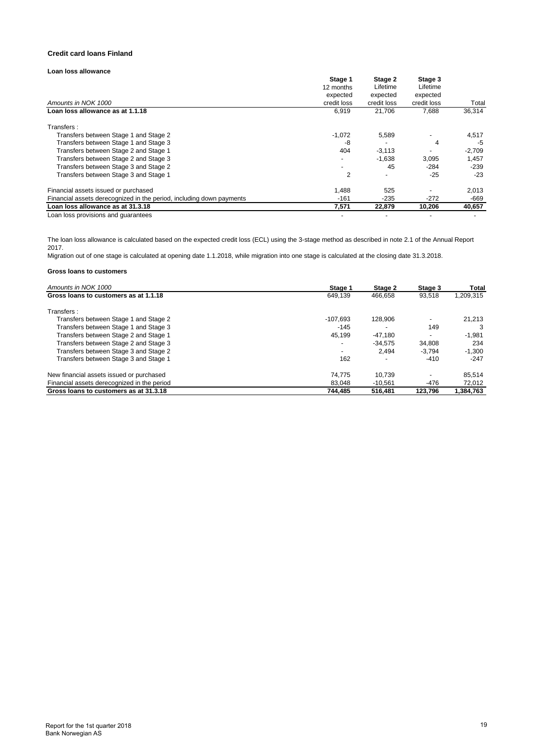### Credit card loans Finland

#### Loan loss allowance

| Amounts in NOK 1000 | Stage 1 12 months expected credit loss | Stage 2 Lifetime expected credit loss | Stage 3 Lifetime expected credit loss | Total |
|---|---|---|---|---|
| **Loan loss allowance as at 1.1.18** | 6,919 | 21,706 | 7,688 | 36,314 |
| Transfers : | | | | |
| Transfers between Stage 1 and Stage 2 | -1,072 | 5,589 | - | 4,517 |
| Transfers between Stage 1 and Stage 3 | -8 | - | 4 | -5 |
| Transfers between Stage 2 and Stage 1 | 404 | -3,113 | - | -2,709 |
| Transfers between Stage 2 and Stage 3 | - | -1,638 | 3,095 | 1,457 |
| Transfers between Stage 3 and Stage 2 | - | 45 | -284 | -239 |
| Transfers between Stage 3 and Stage 1 | 2 | - | -25 | -23 |
| Financial assets issued or purchased | 1,488 | 525 | - | 2,013 |
| Financial assets derecognized in the period, including down payments | -161 | -235 | -272 | -669 |
| **Loan loss allowance as at 31.3.18** | **7,571** | **22,879** | **10,206** | **40,657** |
| Loan loss provisions and guarantees | - | - | - | - |

The loan loss allowance is calculated based on the expected credit loss (ECL) using the 3-stage method as described in note 2.1 of the Annual Report 2017.
Migration out of one stage is calculated at opening date 1.1.2018, while migration into one stage is calculated at the closing date 31.3.2018.

#### Gross loans to customers

| Amounts in NOK 1000 | Stage 1 | Stage 2 | Stage 3 | Total |
|---|---|---|---|---|
| **Gross loans to customers as at 1.1.18** | 649,139 | 466,658 | 93,518 | 1,209,315 |
| Transfers : | | | | |
| Transfers between Stage 1 and Stage 2 | -107,693 | 128,906 | - | 21,213 |
| Transfers between Stage 1 and Stage 3 | -145 | - | 149 | 3 |
| Transfers between Stage 2 and Stage 1 | 45,199 | -47,180 | - | -1,981 |
| Transfers between Stage 2 and Stage 3 | - | -34,575 | 34,808 | 234 |
| Transfers between Stage 3 and Stage 2 | - | 2,494 | -3,794 | -1,300 |
| Transfers between Stage 3 and Stage 1 | 162 | - | -410 | -247 |
| New financial assets issued or purchased | 74,775 | 10,739 | - | 85,514 |
| Financial assets derecognized in the period | 83,048 | -10,561 | -476 | 72,012 |
| **Gross loans to customers as at 31.3.18** | **744,485** | **516,481** | **123,796** | **1,384,763** |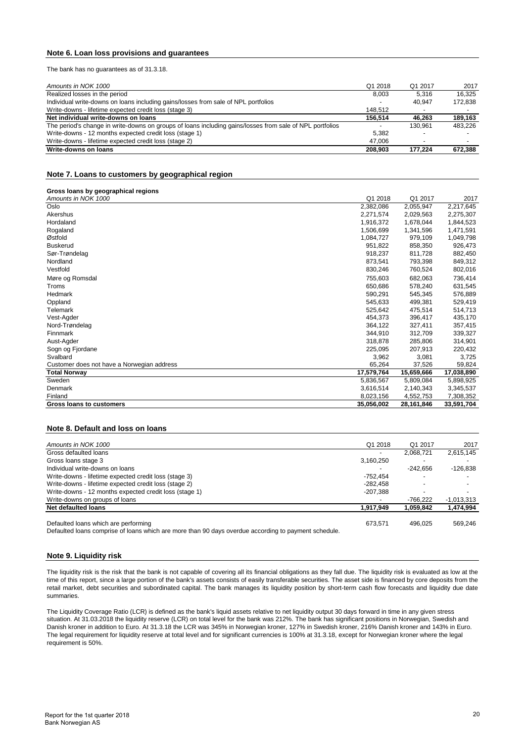## Note 6. Loan loss provisions and guarantees

The bank has no guarantees as of 31.3.18.

| *Amounts in NOK 1000* | Q1 2018 | Q1 2017 | 2017 |
|---|---|---|---|
| Realized losses in the period | 8,003 | 5,316 | 16,325 |
| Individual write-downs on loans including gains/losses from sale of NPL portfolios | - | 40,947 | 172,838 |
| Write-downs - lifetime expected credit loss (stage 3) | 148,512 | - | - |
| **Net individual write-downs on loans** | **156,514** | **46,263** | **189,163** |
| The period's change in write-downs on groups of loans including gains/losses from sale of NPL portfolios | - | 130,961 | 483,226 |
| Write-downs - 12 months expected credit loss (stage 1) | 5,382 | - | - |
| Write-downs - lifetime expected credit loss (stage 2) | 47,006 | - | - |
| **Write-downs on loans** | **208,903** | **177,224** | **672,388** |

## Note 7. Loans to customers by geographical region

**Gross loans by geographical regions**

| *Amounts in NOK 1000* | Q1 2018 | Q1 2017 | 2017 |
|---|---|---|---|
| Oslo | 2,382,086 | 2,055,947 | 2,217,645 |
| Akershus | 2,271,574 | 2,029,563 | 2,275,307 |
| Hordaland | 1,916,372 | 1,678,044 | 1,844,523 |
| Rogaland | 1,506,699 | 1,341,596 | 1,471,591 |
| Østfold | 1,084,727 | 979,109 | 1,049,798 |
| Buskerud | 951,822 | 858,350 | 926,473 |
| Sør-Trøndelag | 918,237 | 811,728 | 882,450 |
| Nordland | 873,541 | 793,398 | 849,312 |
| Vestfold | 830,246 | 760,524 | 802,016 |
| Møre og Romsdal | 755,603 | 682,063 | 736,414 |
| Troms | 650,686 | 578,240 | 631,545 |
| Hedmark | 590,291 | 545,345 | 576,889 |
| Oppland | 545,633 | 499,381 | 529,419 |
| Telemark | 525,642 | 475,514 | 514,713 |
| Vest-Agder | 454,373 | 396,417 | 435,170 |
| Nord-Trøndelag | 364,122 | 327,411 | 357,415 |
| Finnmark | 344,910 | 312,709 | 339,327 |
| Aust-Agder | 318,878 | 285,806 | 314,901 |
| Sogn og Fjordane | 225,095 | 207,913 | 220,432 |
| Svalbard | 3,962 | 3,081 | 3,725 |
| Customer does not have a Norwegian address | 65,264 | 37,526 | 59,824 |
| **Total Norway** | **17,579,764** | **15,659,666** | **17,038,890** |
| Sweden | 5,836,567 | 5,809,084 | 5,898,925 |
| Denmark | 3,616,514 | 2,140,343 | 3,345,537 |
| Finland | 8,023,156 | 4,552,753 | 7,308,352 |
| **Gross loans to customers** | **35,056,002** | **28,161,846** | **33,591,704** |

## Note 8. Default and loss on loans

| *Amounts in NOK 1000* | Q1 2018 | Q1 2017 | 2017 |
|---|---|---|---|
| Gross defaulted loans | - | 2,068,721 | 2,615,145 |
| Gross loans stage 3 | 3,160,250 | - | - |
| Individual write-downs on loans | - | -242,656 | -126,838 |
| Write-downs - lifetime expected credit loss (stage 3) | -752,454 | - | - |
| Write-downs - lifetime expected credit loss (stage 2) | -282,458 | - | - |
| Write-downs - 12 months expected credit loss (stage 1) | -207,388 | - | - |
| Write-downs on groups of loans | - | -766,222 | -1,013,313 |
| **Net defaulted loans** | **1,917,949** | **1,059,842** | **1,474,994** |
| | | | |
| Defaulted loans which are performing | 673,571 | 496,025 | 569,246 |

Defaulted loans comprise of loans which are more than 90 days overdue according to payment schedule.

## Note 9. Liquidity risk

The liquidity risk is the risk that the bank is not capable of covering all its financial obligations as they fall due. The liquidity risk is evaluated as low at the time of this report, since a large portion of the bank's assets consists of easily transferable securities. The asset side is financed by core deposits from the retail market, debt securities and subordinated capital. The bank manages its liquidity position by short-term cash flow forecasts and liquidity due date summaries.

The Liquidity Coverage Ratio (LCR) is defined as the bank's liquid assets relative to net liquidity output 30 days forward in time in any given stress situation. At 31.03.2018 the liquidity reserve (LCR) on total level for the bank was 212%. The bank has significant positions in Norwegian, Swedish and Danish kroner in addition to Euro. At 31.3.18 the LCR was 345% in Norwegian kroner, 127% in Swedish kroner, 216% Danish kroner and 143% in Euro. The legal requirement for liquidity reserve at total level and for significant currencies is 100% at 31.3.18, except for Norwegian kroner where the legal requirement is 50%.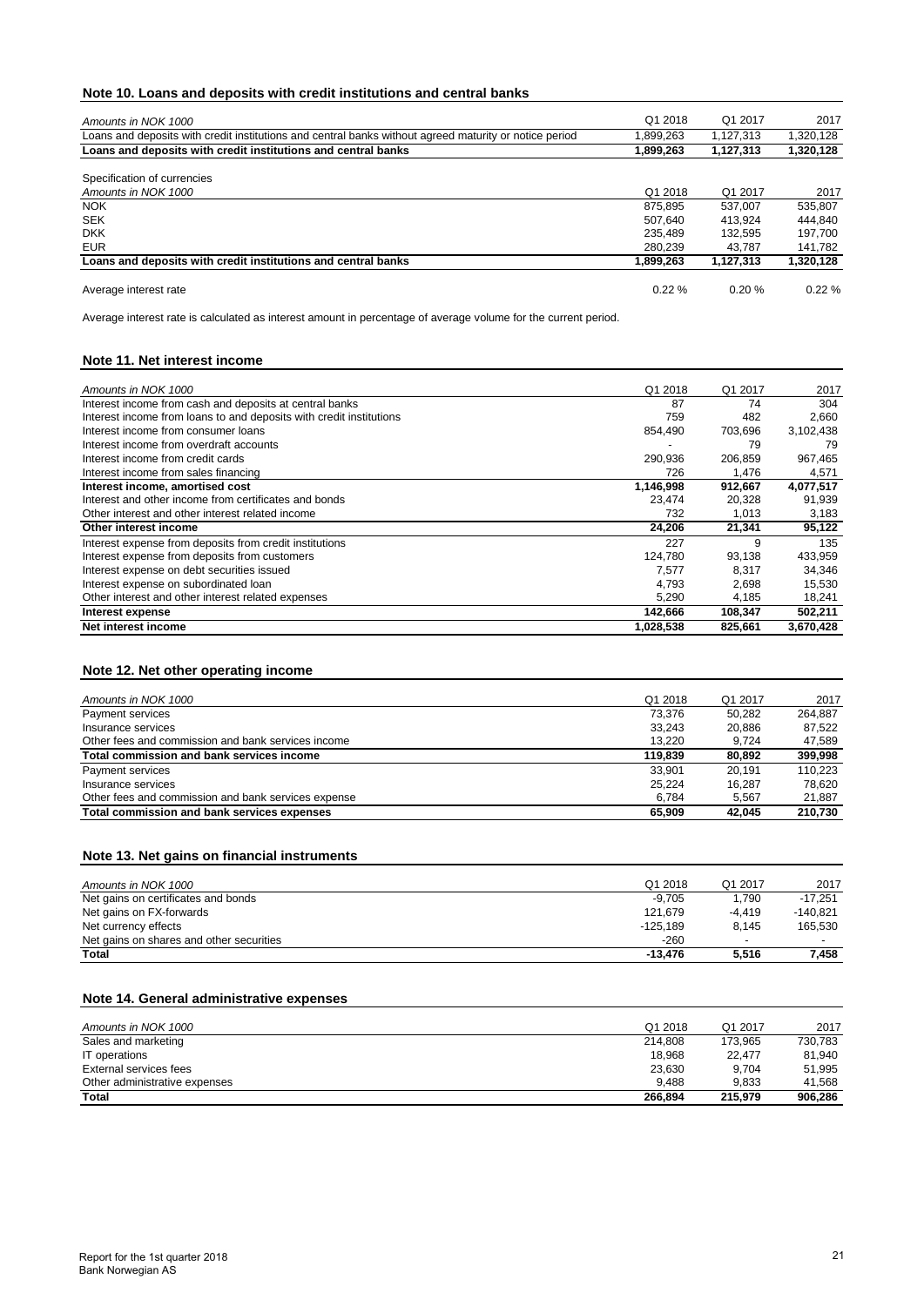## Note 10. Loans and deposits with credit institutions and central banks

| *Amounts in NOK 1000* | Q1 2018 | Q1 2017 | 2017 |
|---|---|---|---|
| Loans and deposits with credit institutions and central banks without agreed maturity or notice period | 1,899,263 | 1,127,313 | 1,320,128 |
| **Loans and deposits with credit institutions and central banks** | **1,899,263** | **1,127,313** | **1,320,128** |

Specification of currencies

| *Amounts in NOK 1000* | Q1 2018 | Q1 2017 | 2017 |
|---|---|---|---|
| NOK | 875,895 | 537,007 | 535,807 |
| SEK | 507,640 | 413,924 | 444,840 |
| DKK | 235,489 | 132,595 | 197,700 |
| EUR | 280,239 | 43,787 | 141,782 |
| **Loans and deposits with credit institutions and central banks** | **1,899,263** | **1,127,313** | **1,320,128** |
| Average interest rate | 0.22 % | 0.20 % | 0.22 % |

Average interest rate is calculated as interest amount in percentage of average volume for the current period.

## Note 11. Net interest income

| *Amounts in NOK 1000* | Q1 2018 | Q1 2017 | 2017 |
|---|---|---|---|
| Interest income from cash and deposits at central banks | 87 | 74 | 304 |
| Interest income from loans to and deposits with credit institutions | 759 | 482 | 2,660 |
| Interest income from consumer loans | 854,490 | 703,696 | 3,102,438 |
| Interest income from overdraft accounts | - | 79 | 79 |
| Interest income from credit cards | 290,936 | 206,859 | 967,465 |
| Interest income from sales financing | 726 | 1,476 | 4,571 |
| **Interest income, amortised cost** | **1,146,998** | **912,667** | **4,077,517** |
| Interest and other income from certificates and bonds | 23,474 | 20,328 | 91,939 |
| Other interest and other interest related income | 732 | 1,013 | 3,183 |
| **Other interest income** | **24,206** | **21,341** | **95,122** |
| Interest expense from deposits from credit institutions | 227 | 9 | 135 |
| Interest expense from deposits from customers | 124,780 | 93,138 | 433,959 |
| Interest expense on debt securities issued | 7,577 | 8,317 | 34,346 |
| Interest expense on subordinated loan | 4,793 | 2,698 | 15,530 |
| Other interest and other interest related expenses | 5,290 | 4,185 | 18,241 |
| **Interest expense** | **142,666** | **108,347** | **502,211** |
| **Net interest income** | **1,028,538** | **825,661** | **3,670,428** |

## Note 12. Net other operating income

| *Amounts in NOK 1000* | Q1 2018 | Q1 2017 | 2017 |
|---|---|---|---|
| Payment services | 73,376 | 50,282 | 264,887 |
| Insurance services | 33,243 | 20,886 | 87,522 |
| Other fees and commission and bank services income | 13,220 | 9,724 | 47,589 |
| **Total commission and bank services income** | **119,839** | **80,892** | **399,998** |
| Payment services | 33,901 | 20,191 | 110,223 |
| Insurance services | 25,224 | 16,287 | 78,620 |
| Other fees and commission and bank services expense | 6,784 | 5,567 | 21,887 |
| **Total commission and bank services expenses** | **65,909** | **42,045** | **210,730** |

## Note 13. Net gains on financial instruments

| *Amounts in NOK 1000* | Q1 2018 | Q1 2017 | 2017 |
|---|---|---|---|
| Net gains on certificates and bonds | -9,705 | 1,790 | -17,251 |
| Net gains on FX-forwards | 121,679 | -4,419 | -140,821 |
| Net currency effects | -125,189 | 8,145 | 165,530 |
| Net gains on shares and other securities | -260 | - | - |
| **Total** | **-13,476** | **5,516** | **7,458** |

## Note 14. General administrative expenses

| *Amounts in NOK 1000* | Q1 2018 | Q1 2017 | 2017 |
|---|---|---|---|
| Sales and marketing | 214,808 | 173,965 | 730,783 |
| IT operations | 18,968 | 22,477 | 81,940 |
| External services fees | 23,630 | 9,704 | 51,995 |
| Other administrative expenses | 9,488 | 9,833 | 41,568 |
| **Total** | **266,894** | **215,979** | **906,286** |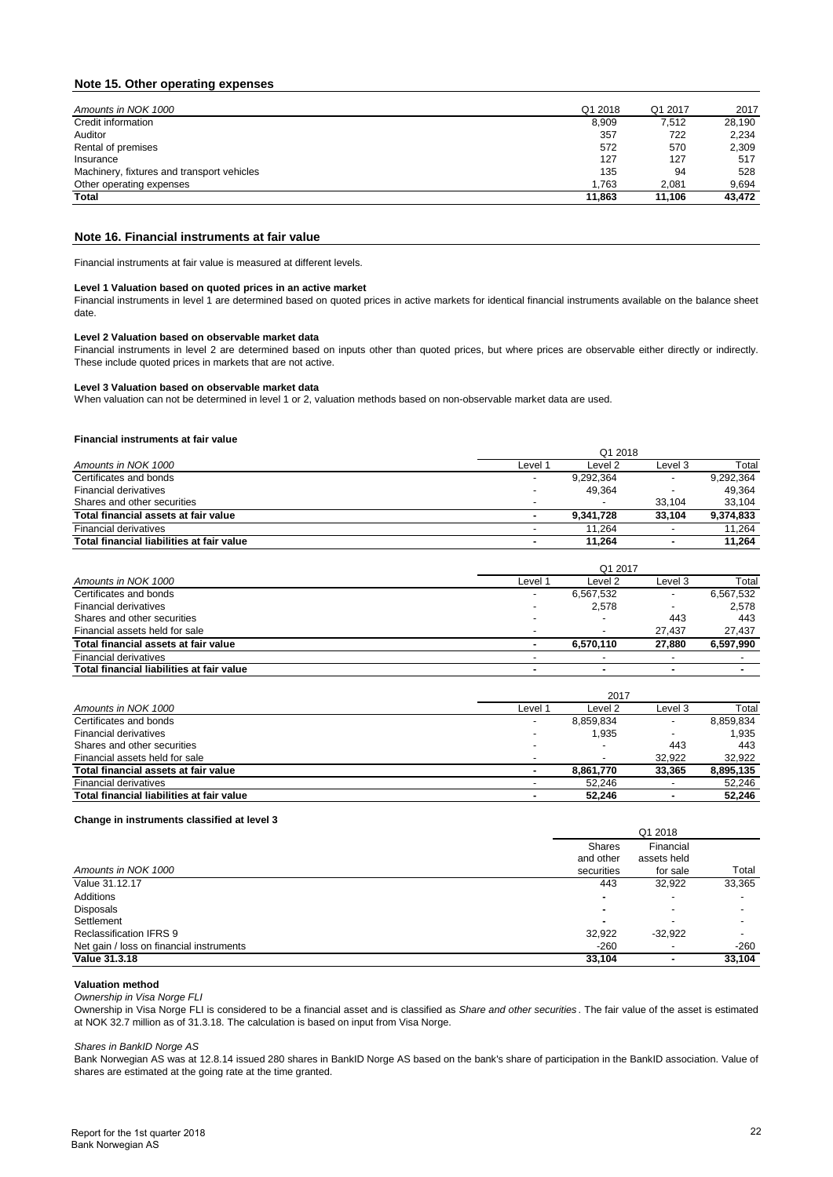## Note 15. Other operating expenses

| *Amounts in NOK 1000* | Q1 2018 | Q1 2017 | 2017 |
|---|---|---|---|
| Credit information | 8,909 | 7,512 | 28,190 |
| Auditor | 357 | 722 | 2,234 |
| Rental of premises | 572 | 570 | 2,309 |
| Insurance | 127 | 127 | 517 |
| Machinery, fixtures and transport vehicles | 135 | 94 | 528 |
| Other operating expenses | 1,763 | 2,081 | 9,694 |
| **Total** | **11,863** | **11,106** | **43,472** |

## Note 16. Financial instruments at fair value

Financial instruments at fair value is measured at different levels.

**Level 1 Valuation based on quoted prices in an active market**
Financial instruments in level 1 are determined based on quoted prices in active markets for identical financial instruments available on the balance sheet date.

**Level 2 Valuation based on observable market data**
Financial instruments in level 2 are determined based on inputs other than quoted prices, but where prices are observable either directly or indirectly. These include quoted prices in markets that are not active.

**Level 3 Valuation based on observable market data**
When valuation can not be determined in level 1 or 2, valuation methods based on non-observable market data are used.

**Financial instruments at fair value**

| | Q1 2018 | | | |
|---|---|---|---|---|
| *Amounts in NOK 1000* | Level 1 | Level 2 | Level 3 | Total |
| Certificates and bonds | - | 9,292,364 | - | 9,292,364 |
| Financial derivatives | - | 49,364 | - | 49,364 |
| Shares and other securities | - | - | 33,104 | 33,104 |
| **Total financial assets at fair value** | **-** | **9,341,728** | **33,104** | **9,374,833** |
| Financial derivatives | - | 11,264 | - | 11,264 |
| **Total financial liabilities at fair value** | **-** | **11,264** | **-** | **11,264** |

| | Q1 2017 | | | |
|---|---|---|---|---|
| *Amounts in NOK 1000* | Level 1 | Level 2 | Level 3 | Total |
| Certificates and bonds | - | 6,567,532 | - | 6,567,532 |
| Financial derivatives | - | 2,578 | - | 2,578 |
| Shares and other securities | - | - | 443 | 443 |
| Financial assets held for sale | - | - | 27,437 | 27,437 |
| **Total financial assets at fair value** | **-** | **6,570,110** | **27,880** | **6,597,990** |
| Financial derivatives | - | - | - | - |
| **Total financial liabilities at fair value** | **-** | **-** | **-** | **-** |

| | 2017 | | | |
|---|---|---|---|---|
| *Amounts in NOK 1000* | Level 1 | Level 2 | Level 3 | Total |
| Certificates and bonds | - | 8,859,834 | - | 8,859,834 |
| Financial derivatives | - | 1,935 | - | 1,935 |
| Shares and other securities | - | - | 443 | 443 |
| Financial assets held for sale | - | - | 32,922 | 32,922 |
| **Total financial assets at fair value** | **-** | **8,861,770** | **33,365** | **8,895,135** |
| Financial derivatives | - | 52,246 | - | 52,246 |
| **Total financial liabilities at fair value** | **-** | **52,246** | **-** | **52,246** |

**Change in instruments classified at level 3**

| | Q1 2018 | | |
|---|---|---|---|
| *Amounts in NOK 1000* | Shares and other securities | Financial assets held for sale | Total |
| Value 31.12.17 | 443 | 32,922 | 33,365 |
| Additions | - | - | - |
| Disposals | - | - | - |
| Settlement | - | - | - |
| Reclassification IFRS 9 | 32,922 | -32,922 | - |
| Net gain / loss on financial instruments | -260 | - | -260 |
| **Value 31.3.18** | **33,104** | **-** | **33,104** |

**Valuation method**

*Ownership in Visa Norge FLI*

Ownership in Visa Norge FLI is considered to be a financial asset and is classified as *Share and other securities*. The fair value of the asset is estimated at NOK 32.7 million as of 31.3.18. The calculation is based on input from Visa Norge.

*Shares in BankID Norge AS*

Bank Norwegian AS was at 12.8.14 issued 280 shares in BankID Norge AS based on the bank's share of participation in the BankID association. Value of shares are estimated at the going rate at the time granted.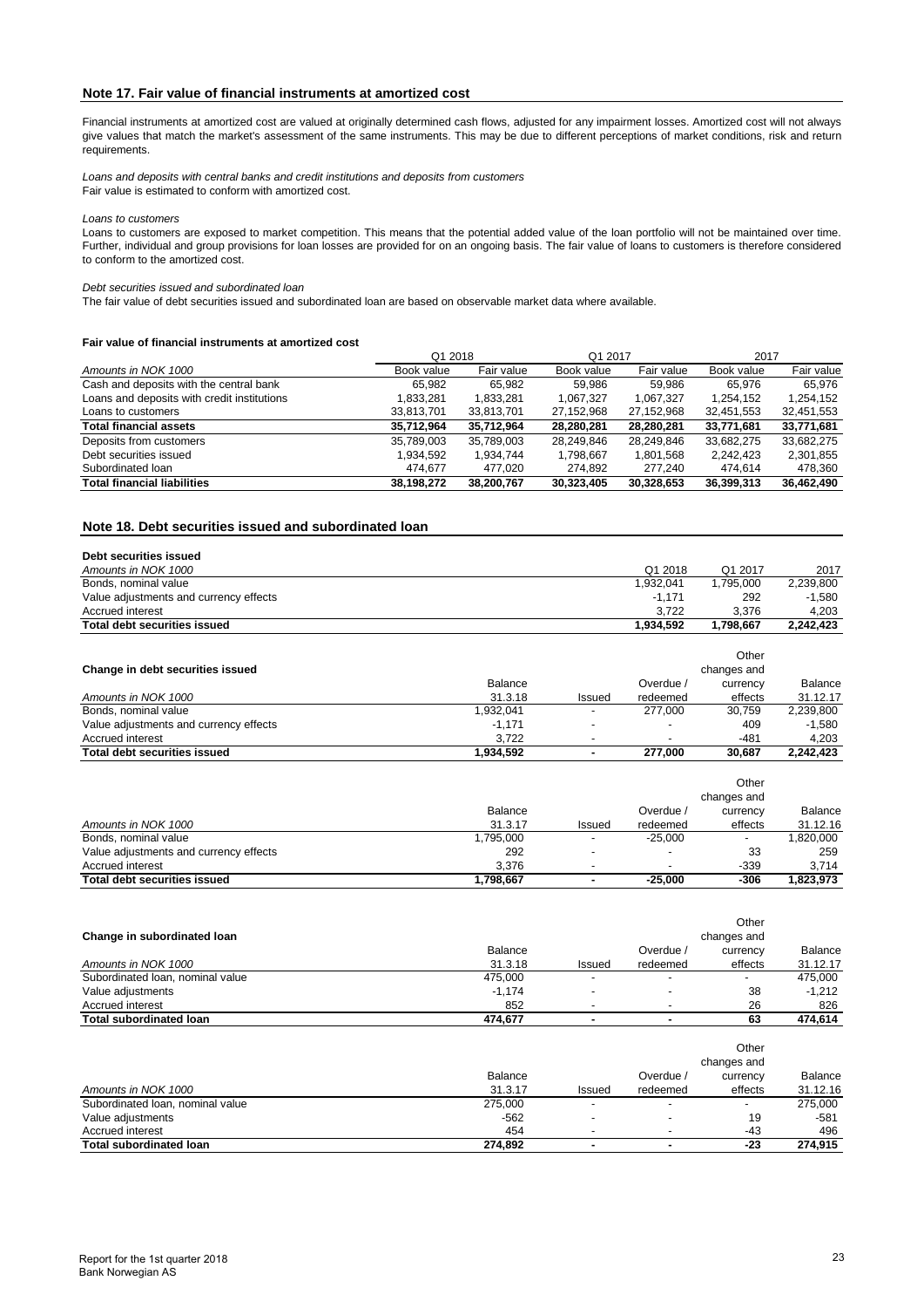## Note 17. Fair value of financial instruments at amortized cost

Financial instruments at amortized cost are valued at originally determined cash flows, adjusted for any impairment losses. Amortized cost will not always give values that match the market's assessment of the same instruments. This may be due to different perceptions of market conditions, risk and return requirements.

*Loans and deposits with central banks and credit institutions and deposits from customers*
Fair value is estimated to conform with amortized cost.

*Loans to customers*
Loans to customers are exposed to market competition. This means that the potential added value of the loan portfolio will not be maintained over time. Further, individual and group provisions for loan losses are provided for on an ongoing basis. The fair value of loans to customers is therefore considered to conform to the amortized cost.

*Debt securities issued and subordinated loan*
The fair value of debt securities issued and subordinated loan are based on observable market data where available.

**Fair value of financial instruments at amortized cost**

| | Q1 2018 | | Q1 2017 | | 2017 | |
|---|---|---|---|---|---|---|
| *Amounts in NOK 1000* | Book value | Fair value | Book value | Fair value | Book value | Fair value |
| Cash and deposits with the central bank | 65,982 | 65,982 | 59,986 | 59,986 | 65,976 | 65,976 |
| Loans and deposits with credit institutions | 1,833,281 | 1,833,281 | 1,067,327 | 1,067,327 | 1,254,152 | 1,254,152 |
| Loans to customers | 33,813,701 | 33,813,701 | 27,152,968 | 27,152,968 | 32,451,553 | 32,451,553 |
| **Total financial assets** | **35,712,964** | **35,712,964** | **28,280,281** | **28,280,281** | **33,771,681** | **33,771,681** |
| Deposits from customers | 35,789,003 | 35,789,003 | 28,249,846 | 28,249,846 | 33,682,275 | 33,682,275 |
| Debt securities issued | 1,934,592 | 1,934,744 | 1,798,667 | 1,801,568 | 2,242,423 | 2,301,855 |
| Subordinated loan | 474,677 | 477,020 | 274,892 | 277,240 | 474,614 | 478,360 |
| **Total financial liabilities** | **38,198,272** | **38,200,767** | **30,323,405** | **30,328,653** | **36,399,313** | **36,462,490** |

## Note 18. Debt securities issued and subordinated loan

**Debt securities issued**

| *Amounts in NOK 1000* | Q1 2018 | Q1 2017 | 2017 |
|---|---|---|---|
| Bonds, nominal value | 1,932,041 | 1,795,000 | 2,239,800 |
| Value adjustments and currency effects | -1,171 | 292 | -1,580 |
| Accrued interest | 3,722 | 3,376 | 4,203 |
| **Total debt securities issued** | **1,934,592** | **1,798,667** | **2,242,423** |

**Change in debt securities issued**

| *Amounts in NOK 1000* | Balance 31.3.18 | Issued | Overdue / redeemed | Other changes and currency effects | Balance 31.12.17 |
|---|---|---|---|---|---|
| Bonds, nominal value | 1,932,041 | - | 277,000 | 30,759 | 2,239,800 |
| Value adjustments and currency effects | -1,171 | - | - | 409 | -1,580 |
| Accrued interest | 3,722 | - | - | -481 | 4,203 |
| **Total debt securities issued** | **1,934,592** | **-** | **277,000** | **30,687** | **2,242,423** |

| *Amounts in NOK 1000* | Balance 31.3.17 | Issued | Overdue / redeemed | Other changes and currency effects | Balance 31.12.16 |
|---|---|---|---|---|---|
| Bonds, nominal value | 1,795,000 | - | -25,000 | - | 1,820,000 |
| Value adjustments and currency effects | 292 | - | - | 33 | 259 |
| Accrued interest | 3,376 | - | - | -339 | 3,714 |
| **Total debt securities issued** | **1,798,667** | **-** | **-25,000** | **-306** | **1,823,973** |

**Change in subordinated loan**

| *Amounts in NOK 1000* | Balance 31.3.18 | Issued | Overdue / redeemed | Other changes and currency effects | Balance 31.12.17 |
|---|---|---|---|---|---|
| Subordinated loan, nominal value | 475,000 | - | - | - | 475,000 |
| Value adjustments | -1,174 | - | - | 38 | -1,212 |
| Accrued interest | 852 | - | - | 26 | 826 |
| **Total subordinated loan** | **474,677** | **-** | **-** | **63** | **474,614** |

| *Amounts in NOK 1000* | Balance 31.3.17 | Issued | Overdue / redeemed | Other changes and currency effects | Balance 31.12.16 |
|---|---|---|---|---|---|
| Subordinated loan, nominal value | 275,000 | - | - | - | 275,000 |
| Value adjustments | -562 | - | - | 19 | -581 |
| Accrued interest | 454 | - | - | -43 | 496 |
| **Total subordinated loan** | **274,892** | **-** | **-** | **-23** | **274,915** |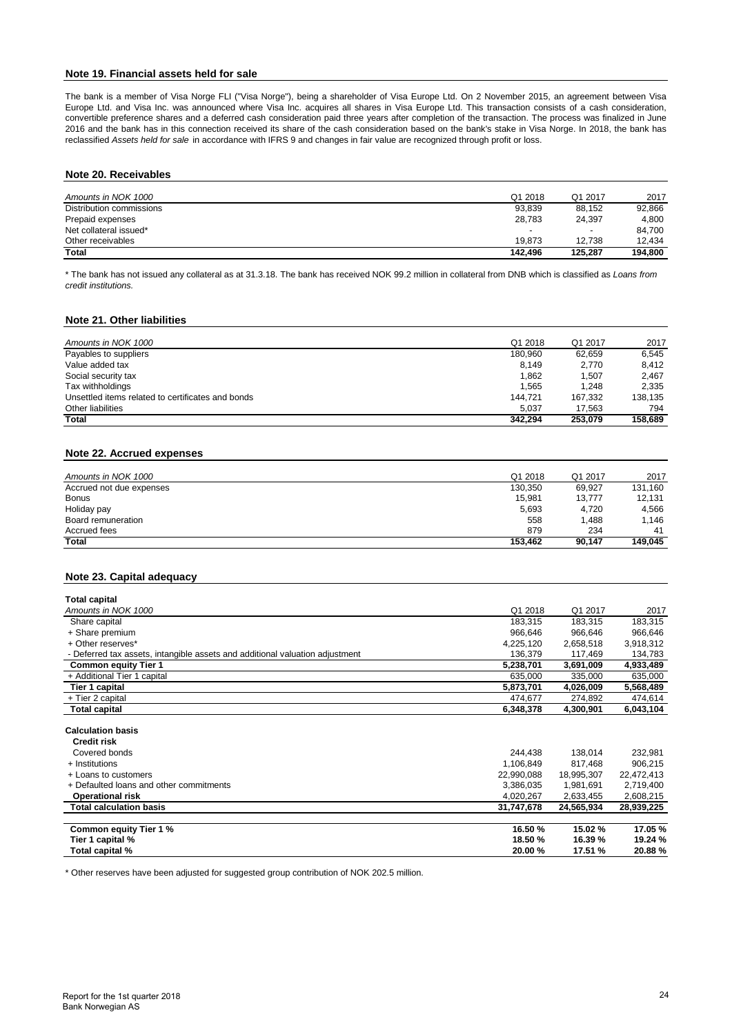## Note 19. Financial assets held for sale

The bank is a member of Visa Norge FLI ("Visa Norge"), being a shareholder of Visa Europe Ltd. On 2 November 2015, an agreement between Visa Europe Ltd. and Visa Inc. was announced where Visa Inc. acquires all shares in Visa Europe Ltd. This transaction consists of a cash consideration, convertible preference shares and a deferred cash consideration paid three years after completion of the transaction. The process was finalized in June 2016 and the bank has in this connection received its share of the cash consideration based on the bank's stake in Visa Norge. In 2018, the bank has reclassified *Assets held for sale* in accordance with IFRS 9 and changes in fair value are recognized through profit or loss.

## Note 20. Receivables

| *Amounts in NOK 1000* | Q1 2018 | Q1 2017 | 2017 |
|---|---|---|---|
| Distribution commissions | 93,839 | 88,152 | 92,866 |
| Prepaid expenses | 28,783 | 24,397 | 4,800 |
| Net collateral issued* | - | - | 84,700 |
| Other receivables | 19,873 | 12,738 | 12,434 |
| **Total** | **142,496** | **125,287** | **194,800** |

\* The bank has not issued any collateral as at 31.3.18. The bank has received NOK 99.2 million in collateral from DNB which is classified as *Loans from credit institutions.*

## Note 21. Other liabilities

| *Amounts in NOK 1000* | Q1 2018 | Q1 2017 | 2017 |
|---|---|---|---|
| Payables to suppliers | 180,960 | 62,659 | 6,545 |
| Value added tax | 8,149 | 2,770 | 8,412 |
| Social security tax | 1,862 | 1,507 | 2,467 |
| Tax withholdings | 1,565 | 1,248 | 2,335 |
| Unsettled items related to certificates and bonds | 144,721 | 167,332 | 138,135 |
| Other liabilities | 5,037 | 17,563 | 794 |
| **Total** | **342,294** | **253,079** | **158,689** |

## Note 22. Accrued expenses

| *Amounts in NOK 1000* | Q1 2018 | Q1 2017 | 2017 |
|---|---|---|---|
| Accrued not due expenses | 130,350 | 69,927 | 131,160 |
| Bonus | 15,981 | 13,777 | 12,131 |
| Holiday pay | 5,693 | 4,720 | 4,566 |
| Board remuneration | 558 | 1,488 | 1,146 |
| Accrued fees | 879 | 234 | 41 |
| **Total** | **153,462** | **90,147** | **149,045** |

## Note 23. Capital adequacy

| **Total capital** | | | |
|---|---|---|---|
| *Amounts in NOK 1000* | Q1 2018 | Q1 2017 | 2017 |
| Share capital | 183,315 | 183,315 | 183,315 |
| + Share premium | 966,646 | 966,646 | 966,646 |
| + Other reserves* | 4,225,120 | 2,658,518 | 3,918,312 |
| - Deferred tax assets, intangible assets and additional valuation adjustment | 136,379 | 117,469 | 134,783 |
| **Common equity Tier 1** | **5,238,701** | **3,691,009** | **4,933,489** |
| + Additional Tier 1 capital | 635,000 | 335,000 | 635,000 |
| **Tier 1 capital** | **5,873,701** | **4,026,009** | **5,568,489** |
| + Tier 2 capital | 474,677 | 274,892 | 474,614 |
| **Total capital** | **6,348,378** | **4,300,901** | **6,043,104** |
| | | | |
| **Calculation basis** | | | |
| **Credit risk** | | | |
| Covered bonds | 244,438 | 138,014 | 232,981 |
| + Institutions | 1,106,849 | 817,468 | 906,215 |
| + Loans to customers | 22,990,088 | 18,995,307 | 22,472,413 |
| + Defaulted loans and other commitments | 3,386,035 | 1,981,691 | 2,719,400 |
| **Operational risk** | 4,020,267 | 2,633,455 | 2,608,215 |
| **Total calculation basis** | **31,747,678** | **24,565,934** | **28,939,225** |
| | | | |
| **Common equity Tier 1 %** | **16.50 %** | **15.02 %** | **17.05 %** |
| **Tier 1 capital %** | **18.50 %** | **16.39 %** | **19.24 %** |
| **Total capital %** | **20.00 %** | **17.51 %** | **20.88 %** |

\* Other reserves have been adjusted for suggested group contribution of NOK 202.5 million.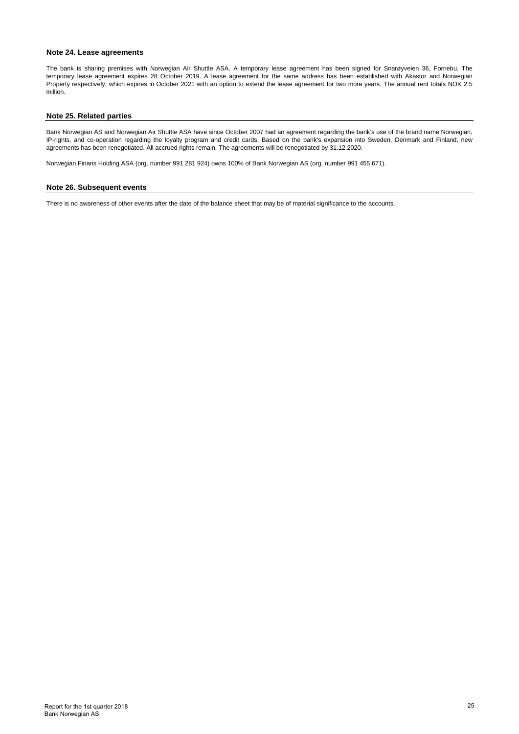## Note 24. Lease agreements

The bank is sharing premises with Norwegian Air Shuttle ASA. A temporary lease agreement has been signed for Snarøyveien 36, Fornebu. The temporary lease agreement expires 28 October 2019. A lease agreement for the same address has been established with Akastor and Norwegian Property respectively, which expires in October 2021 with an option to extend the lease agreement for two more years. The annual rent totals NOK 2.5 million.

## Note 25. Related parties

Bank Norwegian AS and Norwegian Air Shuttle ASA have since October 2007 had an agreement regarding the bank's use of the brand name Norwegian, IP-rights, and co-operation regarding the loyalty program and credit cards. Based on the bank's expansion into Sweden, Denmark and Finland, new agreements has been renegotiated. All accrued rights remain. The agreements will be renegotiated by 31.12.2020.

Norwegian Finans Holding ASA (org. number 991 281 924) owns 100% of Bank Norwegian AS (org. number 991 455 671).

## Note 26. Subsequent events

There is no awareness of other events after the date of the balance sheet that may be of material significance to the accounts.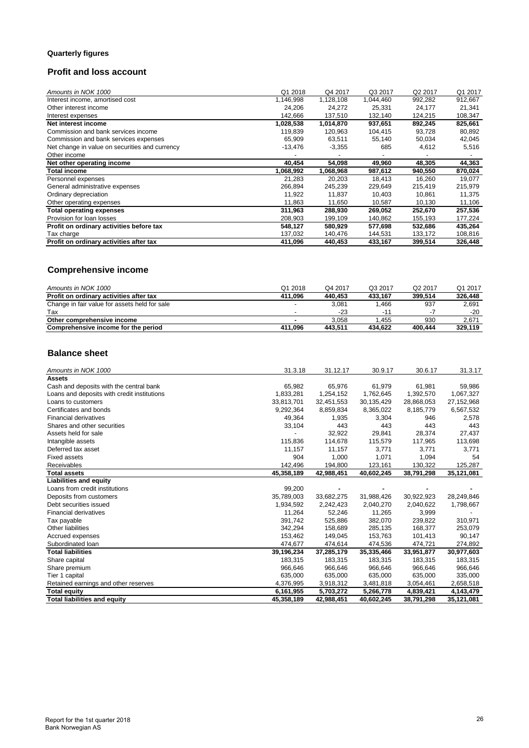**Quarterly figures**

## Profit and loss account

| *Amounts in NOK 1000* | Q1 2018 | Q4 2017 | Q3 2017 | Q2 2017 | Q1 2017 |
|---|---|---|---|---|---|
| Interest income, amortised cost | 1,146,998 | 1,128,108 | 1,044,460 | 992,282 | 912,667 |
| Other interest income | 24,206 | 24,272 | 25,331 | 24,177 | 21,341 |
| Interest expenses | 142,666 | 137,510 | 132,140 | 124,215 | 108,347 |
| **Net interest income** | **1,028,538** | **1,014,870** | **937,651** | **892,245** | **825,661** |
| Commission and bank services income | 119,839 | 120,963 | 104,415 | 93,728 | 80,892 |
| Commission and bank services expenses | 65,909 | 63,511 | 55,140 | 50,034 | 42,045 |
| Net change in value on securities and currency | -13,476 | -3,355 | 685 | 4,612 | 5,516 |
| Other income | - | - | - | - | - |
| **Net other operating income** | **40,454** | **54,098** | **49,960** | **48,305** | **44,363** |
| **Total income** | **1,068,992** | **1,068,968** | **987,612** | **940,550** | **870,024** |
| Personnel expenses | 21,283 | 20,203 | 18,413 | 16,260 | 19,077 |
| General administrative expenses | 266,894 | 245,239 | 229,649 | 215,419 | 215,979 |
| Ordinary depreciation | 11,922 | 11,837 | 10,403 | 10,861 | 11,375 |
| Other operating expenses | 11,863 | 11,650 | 10,587 | 10,130 | 11,106 |
| **Total operating expenses** | **311,963** | **288,930** | **269,052** | **252,670** | **257,536** |
| Provision for loan losses | 208,903 | 199,109 | 140,862 | 155,193 | 177,224 |
| **Profit on ordinary activities before tax** | **548,127** | **580,929** | **577,698** | **532,686** | **435,264** |
| Tax charge | 137,032 | 140,476 | 144,531 | 133,172 | 108,816 |
| **Profit on ordinary activities after tax** | **411,096** | **440,453** | **433,167** | **399,514** | **326,448** |

## Comprehensive income

| *Amounts in NOK 1000* | Q1 2018 | Q4 2017 | Q3 2017 | Q2 2017 | Q1 2017 |
|---|---|---|---|---|---|
| **Profit on ordinary activities after tax** | **411,096** | **440,453** | **433,167** | **399,514** | **326,448** |
| Change in fair value for assets held for sale | - | 3,081 | 1,466 | 937 | 2,691 |
| Tax | - | -23 | -11 | -7 | -20 |
| **Other comprehensive income** | **-** | **3,058** | **1,455** | **930** | **2,671** |
| **Comprehensive income for the period** | **411,096** | **443,511** | **434,622** | **400,444** | **329,119** |

## Balance sheet

| *Amounts in NOK 1000* | 31.3.18 | 31.12.17 | 30.9.17 | 30.6.17 | 31.3.17 |
|---|---|---|---|---|---|
| **Assets** | | | | | |
| Cash and deposits with the central bank | 65,982 | 65,976 | 61,979 | 61,981 | 59,986 |
| Loans and deposits with credit institutions | 1,833,281 | 1,254,152 | 1,762,645 | 1,392,570 | 1,067,327 |
| Loans to customers | 33,813,701 | 32,451,553 | 30,135,429 | 28,868,053 | 27,152,968 |
| Certificates and bonds | 9,292,364 | 8,859,834 | 8,365,022 | 8,185,779 | 6,567,532 |
| Financial derivatives | 49,364 | 1,935 | 3,304 | 946 | 2,578 |
| Shares and other securities | 33,104 | 443 | 443 | 443 | 443 |
| Assets held for sale | - | 32,922 | 29,841 | 28,374 | 27,437 |
| Intangible assets | 115,836 | 114,678 | 115,579 | 117,965 | 113,698 |
| Deferred tax asset | 11,157 | 11,157 | 3,771 | 3,771 | 3,771 |
| Fixed assets | 904 | 1,000 | 1,071 | 1,094 | 54 |
| Receivables | 142,496 | 194,800 | 123,161 | 130,322 | 125,287 |
| **Total assets** | **45,358,189** | **42,988,451** | **40,602,245** | **38,791,298** | **35,121,081** |
| **Liabilities and equity** | | | | | |
| Loans from credit institutions | 99,200 | - | - | - | - |
| Deposits from customers | 35,789,003 | 33,682,275 | 31,988,426 | 30,922,923 | 28,249,846 |
| Debt securities issued | 1,934,592 | 2,242,423 | 2,040,270 | 2,040,622 | 1,798,667 |
| Financial derivatives | 11,264 | 52,246 | 11,265 | 3,999 | - |
| Tax payable | 391,742 | 525,886 | 382,070 | 239,822 | 310,971 |
| Other liabilities | 342,294 | 158,689 | 285,135 | 168,377 | 253,079 |
| Accrued expenses | 153,462 | 149,045 | 153,763 | 101,413 | 90,147 |
| Subordinated loan | 474,677 | 474,614 | 474,536 | 474,721 | 274,892 |
| **Total liabilities** | **39,196,234** | **37,285,179** | **35,335,466** | **33,951,877** | **30,977,603** |
| Share capital | 183,315 | 183,315 | 183,315 | 183,315 | 183,315 |
| Share premium | 966,646 | 966,646 | 966,646 | 966,646 | 966,646 |
| Tier 1 capital | 635,000 | 635,000 | 635,000 | 635,000 | 335,000 |
| Retained earnings and other reserves | 4,376,995 | 3,918,312 | 3,481,818 | 3,054,461 | 2,658,518 |
| **Total equity** | **6,161,955** | **5,703,272** | **5,266,778** | **4,839,421** | **4,143,479** |
| **Total liabilities and equity** | **45,358,189** | **42,988,451** | **40,602,245** | **38,791,298** | **35,121,081** |